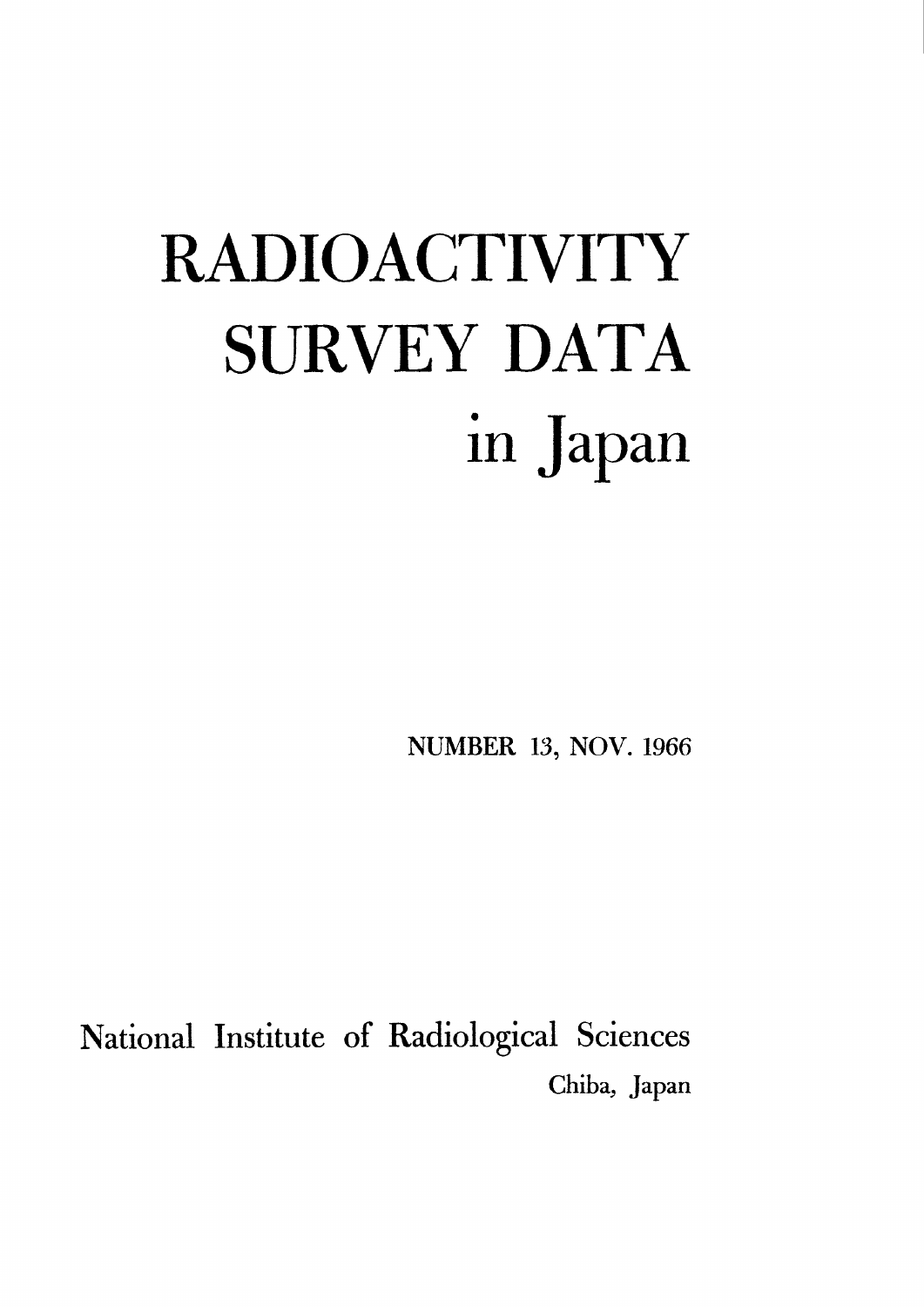# RADIOACTIVITY SURVEY DATA in Japan

NUMBER 13, NOV. 1966

National Institute of Radiological Sciences

Chiba, Japan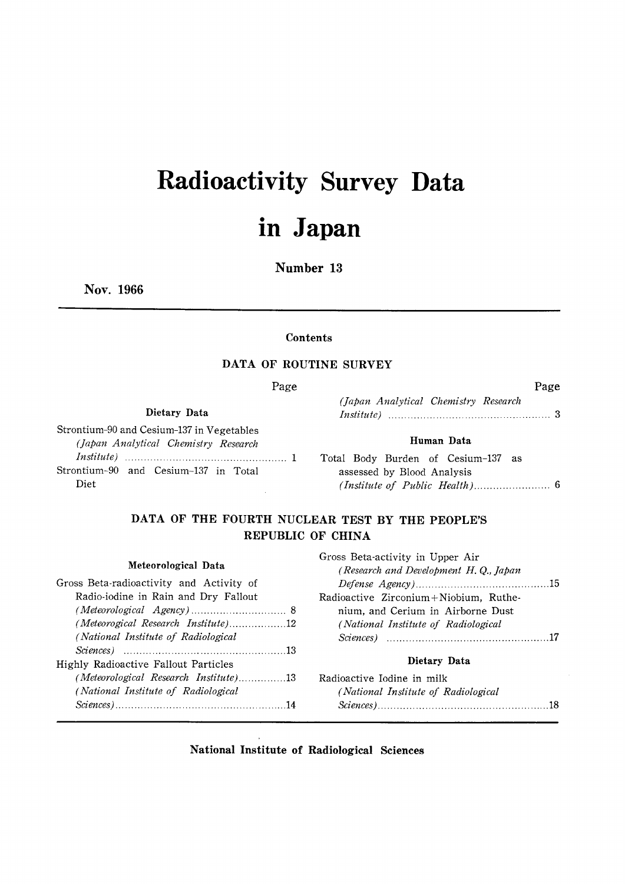# Radioactivity Survey Data in Japan

## Number 13

**Nov. 1966**

---

### Contents

#### DATA OF ROUTINE SURVEY

| | Page |
|---|---|
| **Dietary Data** | |
| Strontium-90 and Cesium-137 in Vegetables *(Japan Analytical Chemistry Research Institute)* | 1 |
| Strontium-90 and Cesium-137 in Total Diet *(Japan Analytical Chemistry Research Institute)* | 3 |
| **Human Data** | |
| Total Body Burden of Cesium-137 as assessed by Blood Analysis *(Institute of Public Health)* | 6 |

#### DATA OF THE FOURTH NUCLEAR TEST BY THE PEOPLE'S REPUBLIC OF CHINA

| | Page |
|---|---|
| **Meteorological Data** | |
| Gross Beta-radioactivity and Activity of Radio-iodine in Rain and Dry Fallout *(Meteorological Agency)* | 8 |
| *(Meteorogical Research Institute)* | 12 |
| *(National Institute of Radiological Sciences)* | 13 |
| Highly Radioactive Fallout Particles *(Meteorological Research Institute)* | 13 |
| *(National Institute of Radiological Sciences)* | 14 |
| Gross Beta-activity in Upper Air *(Research and Development H. Q., Japan Defense Agency)* | 15 |
| Radioactive Zirconium+Niobium, Ruthenium, and Cerium in Airborne Dust *(National Institute of Radiological Sciences)* | 17 |
| **Dietary Data** | |
| Radioactive Iodine in milk *(National Institute of Radiological Sciences)* | 18 |

---

**National Institute of Radiological Sciences**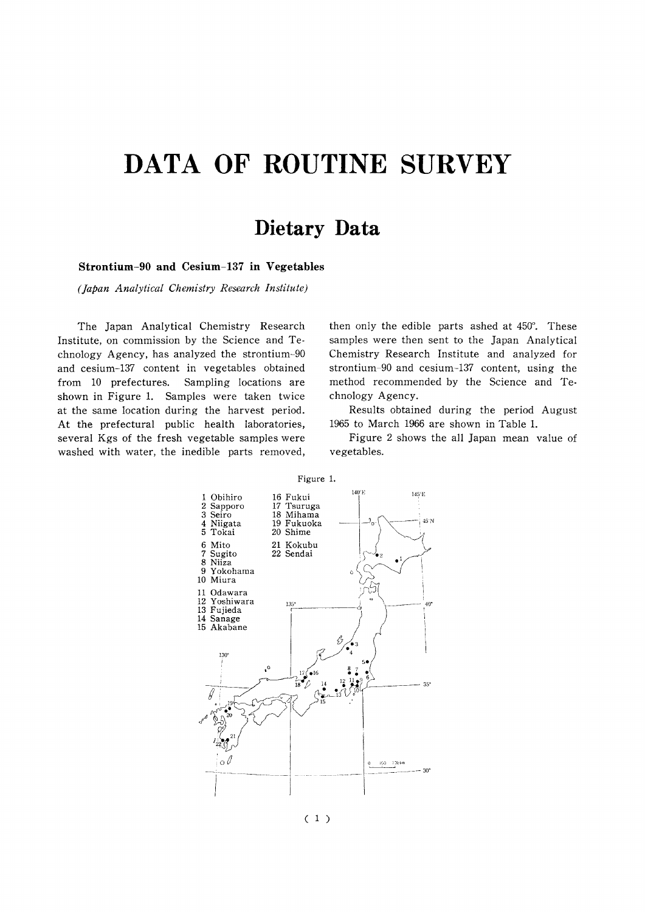# DATA OF ROUTINE SURVEY

## Dietary Data

### Strontium-90 and Cesium-137 in Vegetables

*(Japan Analytical Chemistry Research Institute)*

The Japan Analytical Chemistry Research Institute, on commission by the Science and Technology Agency, has analyzed the strontium-90 and cesium-137 content in vegetables obtained from 10 prefectures. Sampling locations are shown in Figure 1. Samples were taken twice at the same location during the harvest period. At the prefectural public health laboratories, several Kgs of the fresh vegetable samples were washed with water, the inedible parts removed, then only the edible parts ashed at 450°. These samples were then sent to the Japan Analytical Chemistry Research Institute and analyzed for strontium-90 and cesium-137 content, using the method recommended by the Science and Technology Agency.

Results obtained during the period August 1965 to March 1966 are shown in Table 1.

Figure 2 shows the all Japan mean value of vegetables.

Figure 1.

1 Obihiro
2 Sapporo
3 Seiro
4 Niigata
5 Tokai
6 Mito
7 Sugito
8 Niiza
9 Yokohama
10 Miura
11 Odawara
12 Yoshiwara
13 Fujieda
14 Sanage
15 Akabane
16 Fukui
17 Tsuruga
18 Mihama
19 Fukuoka
20 Shime
21 Kokubu
22 Sendai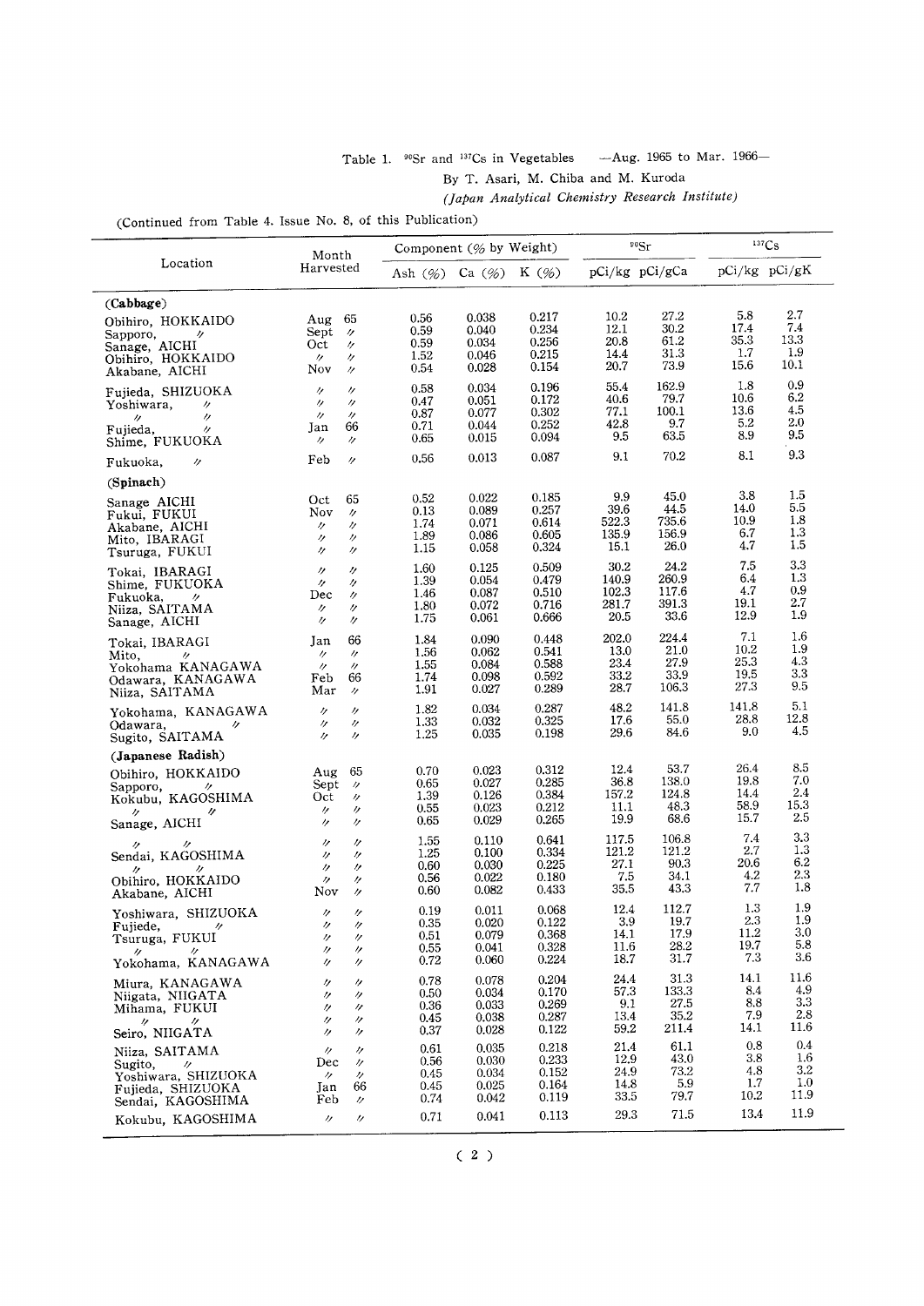Table 1. $^{90}Sr$ and $^{137}Cs$ in Vegetables —Aug. 1965 to Mar. 1966—

By T. Asari, M. Chiba and M. Kuroda

*(Japan Analytical Chemistry Research Institute)*

(Continued from Table 4. Issue No. 8, of this Publication)

| Location | Month Harvested | Component (% by Weight) | | | $^{90}Sr$ | | $^{137}Cs$ | |
|---|---|---|---|---|---|---|---|---|
| | | Ash (%) | Ca (%) | K (%) | pCi/kg | pCi/gCa | pCi/kg | pCi/gK |
| **(Cabbage)** | | | | | | | | |
| Obihiro, HOKKAIDO | Aug 65 | 0.56 | 0.038 | 0.217 | 10.2 | 27.2 | 5.8 | 2.7 |
| Sapporo, 〃 | Sept 〃 | 0.59 | 0.040 | 0.234 | 12.1 | 30.2 | 17.4 | 7.4 |
| Sanage, AICHI | Oct 〃 | 0.59 | 0.034 | 0.256 | 20.8 | 61.2 | 35.3 | 13.3 |
| Obihiro, HOKKAIDO | 〃 〃 | 1.52 | 0.046 | 0.215 | 14.4 | 31.3 | 1.7 | 1.9 |
| Akabane, AICHI | Nov 〃 | 0.54 | 0.028 | 0.154 | 20.7 | 73.9 | 15.6 | 10.1 |
| Fujieda, SHIZUOKA | 〃 〃 | 0.58 | 0.034 | 0.196 | 55.4 | 162.9 | 1.8 | 0.9 |
| Yoshiwara, 〃 | 〃 〃 | 0.47 | 0.051 | 0.172 | 40.6 | 79.7 | 10.6 | 6.2 |
| 〃 〃 | 〃 〃 | 0.87 | 0.077 | 0.302 | 77.1 | 100.1 | 13.6 | 4.5 |
| Fujieda, 〃 | Jan 66 | 0.71 | 0.044 | 0.252 | 42.8 | 9.7 | 5.2 | 2.0 |
| Shime, FUKUOKA | 〃 〃 | 0.65 | 0.015 | 0.094 | 9.5 | 63.5 | 8.9 | 9.5 |
| Fukuoka, 〃 | Feb 〃 | 0.56 | 0.013 | 0.087 | 9.1 | 70.2 | 8.1 | 9.3 |
| **(Spinach)** | | | | | | | | |
| Sanage AICHI | Oct 65 | 0.52 | 0.022 | 0.185 | 9.9 | 45.0 | 3.8 | 1.5 |
| Fukui, FUKUI | Nov 〃 | 0.13 | 0.089 | 0.257 | 39.6 | 44.5 | 14.0 | 5.5 |
| Akabane, AICHI | 〃 〃 | 1.74 | 0.071 | 0.614 | 522.3 | 735.6 | 10.9 | 1.8 |
| Mito, IBARAGI | 〃 〃 | 1.89 | 0.086 | 0.605 | 135.9 | 156.9 | 6.7 | 1.3 |
| Tsuruga, FUKUI | 〃 〃 | 1.15 | 0.058 | 0.324 | 15.1 | 26.0 | 4.7 | 1.5 |
| Tokai, IBARAGI | 〃 〃 | 1.60 | 0.125 | 0.509 | 30.2 | 24.2 | 7.5 | 3.3 |
| Shime, FUKUOKA | 〃 〃 | 1.39 | 0.054 | 0.479 | 140.9 | 260.9 | 6.4 | 1.3 |
| Fukuoka, 〃 | Dec 〃 | 1.46 | 0.087 | 0.510 | 102.3 | 117.6 | 4.7 | 0.9 |
| Niiza, SAITAMA | 〃 〃 | 1.80 | 0.072 | 0.716 | 281.7 | 391.3 | 19.1 | 2.7 |
| Sanage, AICHI | 〃 〃 | 1.75 | 0.061 | 0.666 | 20.5 | 33.6 | 12.9 | 1.9 |
| Tokai, IBARAGI | Jan 66 | 1.84 | 0.090 | 0.448 | 202.0 | 224.4 | 7.1 | 1.6 |
| Mito, 〃 | 〃 〃 | 1.56 | 0.062 | 0.541 | 13.0 | 21.0 | 10.2 | 1.9 |
| Yokohama KANAGAWA | 〃 〃 | 1.55 | 0.084 | 0.588 | 23.4 | 27.9 | 25.3 | 4.3 |
| Odawara, KANAGAWA | Feb 66 | 1.74 | 0.098 | 0.592 | 33.2 | 33.9 | 19.5 | 3.3 |
| Niiza, SAITAMA | Mar 〃 | 1.91 | 0.027 | 0.289 | 28.7 | 106.3 | 27.3 | 9.5 |
| Yokohama, KANAGAWA | 〃 〃 | 1.82 | 0.034 | 0.287 | 48.2 | 141.8 | 141.8 | 5.1 |
| Odawara, 〃 | 〃 〃 | 1.33 | 0.032 | 0.325 | 17.6 | 55.0 | 28.8 | 12.8 |
| Sugito, SAITAMA | 〃 〃 | 1.25 | 0.035 | 0.198 | 29.6 | 84.6 | 9.0 | 4.5 |
| **(Japanese Radish)** | | | | | | | | |
| Obihiro, HOKKAIDO | Aug 65 | 0.70 | 0.023 | 0.312 | 12.4 | 53.7 | 26.4 | 8.5 |
| Sapporo, 〃 | Sept 〃 | 0.65 | 0.027 | 0.285 | 36.8 | 138.0 | 19.8 | 7.0 |
| Kokubu, KAGOSHIMA | Oct 〃 | 1.39 | 0.126 | 0.384 | 157.2 | 124.8 | 14.4 | 2.4 |
| 〃 〃 | 〃 〃 | 0.55 | 0.023 | 0.212 | 11.1 | 48.3 | 58.9 | 15.3 |
| Sanage, AICHI | 〃 〃 | 0.65 | 0.029 | 0.265 | 19.9 | 68.6 | 15.7 | 2.5 |
| 〃 〃 | 〃 〃 | 1.55 | 0.110 | 0.641 | 117.5 | 106.8 | 7.4 | 3.3 |
| Sendai, KAGOSHIMA | 〃 〃 | 1.25 | 0.100 | 0.334 | 121.2 | 121.2 | 2.7 | 1.3 |
| 〃 〃 | 〃 〃 | 0.60 | 0.030 | 0.225 | 27.1 | 90.3 | 20.6 | 6.2 |
| Obihiro, HOKKAIDO | 〃 〃 | 0.56 | 0.022 | 0.180 | 7.5 | 34.1 | 4.2 | 2.3 |
| Akabane, AICHI | Nov 〃 | 0.60 | 0.082 | 0.433 | 35.5 | 43.3 | 7.7 | 1.8 |
| Yoshiwara, SHIZUOKA | 〃 〃 | 0.19 | 0.011 | 0.068 | 12.4 | 112.7 | 1.3 | 1.9 |
| Fujiede, 〃 | 〃 〃 | 0.35 | 0.020 | 0.122 | 3.9 | 19.7 | 2.3 | 1.9 |
| Tsuruga, FUKUI | 〃 〃 | 0.51 | 0.079 | 0.368 | 14.1 | 17.9 | 11.2 | 3.0 |
| 〃 〃 | 〃 〃 | 0.55 | 0.041 | 0.328 | 11.6 | 28.2 | 19.7 | 5.8 |
| Yokohama, KANAGAWA | 〃 〃 | 0.72 | 0.060 | 0.224 | 18.7 | 31.7 | 7.3 | 3.6 |
| Miura, KANAGAWA | 〃 〃 | 0.78 | 0.078 | 0.204 | 24.4 | 31.3 | 14.1 | 11.6 |
| Niigata, NIIGATA | 〃 〃 | 0.50 | 0.034 | 0.170 | 57.3 | 133.3 | 8.4 | 4.9 |
| Mihama, FUKUI | 〃 〃 | 0.36 | 0.033 | 0.269 | 9.1 | 27.5 | 8.8 | 3.3 |
| 〃 〃 | 〃 〃 | 0.45 | 0.038 | 0.287 | 13.4 | 35.2 | 7.9 | 2.8 |
| Seiro, NIIGATA | 〃 〃 | 0.37 | 0.028 | 0.122 | 59.2 | 211.4 | 14.1 | 11.6 |
| Niiza, SAITAMA | 〃 〃 | 0.61 | 0.035 | 0.218 | 21.4 | 61.1 | 0.8 | 0.4 |
| Sugito, 〃 | Dec 〃 | 0.56 | 0.030 | 0.233 | 12.9 | 43.0 | 3.8 | 1.6 |
| Yoshiwara, SHIZUOKA | 〃 〃 | 0.45 | 0.034 | 0.152 | 24.9 | 73.2 | 4.8 | 3.2 |
| Fujieda, SHIZUOKA | Jan 66 | 0.45 | 0.025 | 0.164 | 14.8 | 5.9 | 1.7 | 1.0 |
| Sendai, KAGOSHIMA | Feb 〃 | 0.74 | 0.042 | 0.119 | 33.5 | 79.7 | 10.2 | 11.9 |
| Kokubu, KAGOSHIMA | 〃 〃 | 0.71 | 0.041 | 0.113 | 29.3 | 71.5 | 13.4 | 11.9 |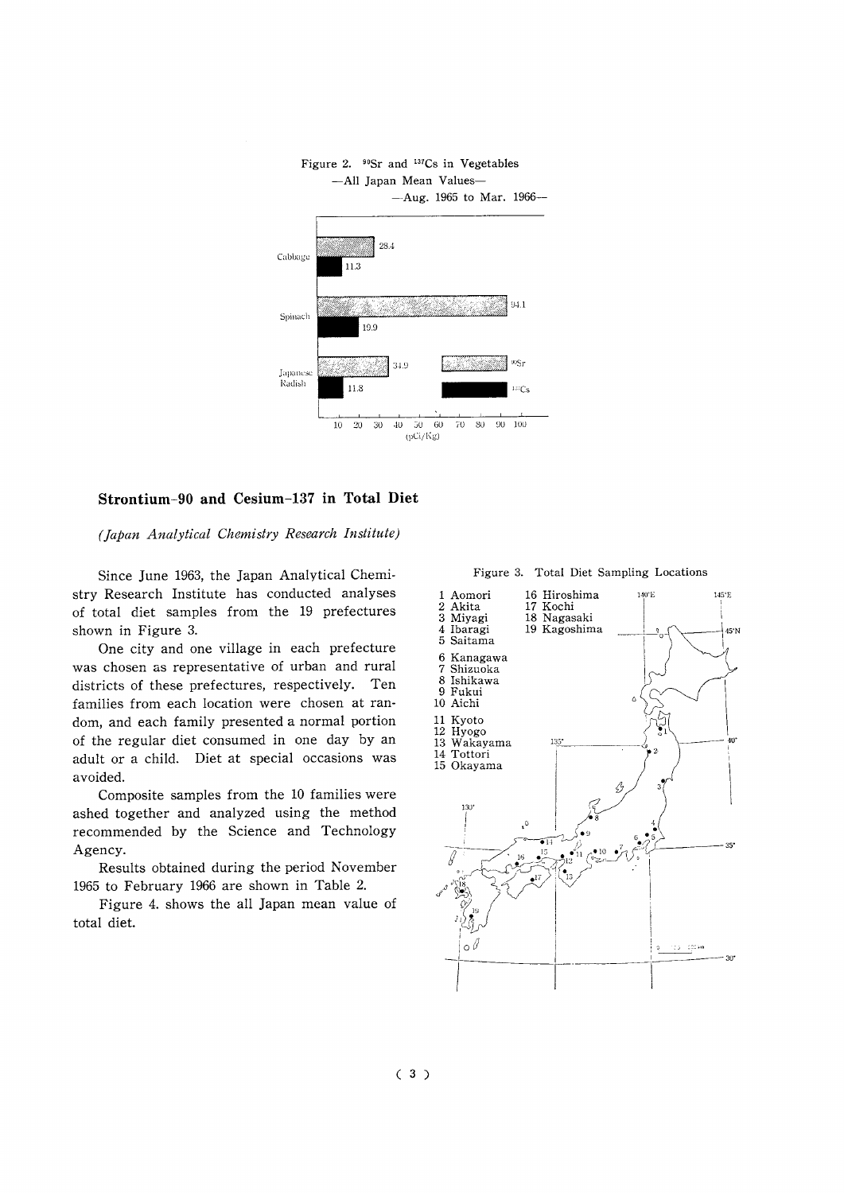Figure 2. $^{90}Sr$ and $^{137}Cs$ in Vegetables
—All Japan Mean Values—
—Aug. 1965 to Mar. 1966—

| | $^{90}Sr$ (pCi/Kg) | $^{137}Cs$ (pCi/Kg) |
|---|---|---|
| Cabbage | 28.4 | 11.3 |
| Spinach | 94.1 | 19.9 |
| Japanese Radish | 34.9 | 11.8 |

## Strontium-90 and Cesium-137 in Total Diet

*(Japan Analytical Chemistry Research Institute)*

Since June 1963, the Japan Analytical Chemistry Research Institute has conducted analyses of total diet samples from the 19 prefectures shown in Figure 3.

One city and one village in each prefecture was chosen as representative of urban and rural districts of these prefectures, respectively. Ten families from each location were chosen at random, and each family presented a normal portion of the regular diet consumed in one day by an adult or a child. Diet at special occasions was avoided.

Composite samples from the 10 families were ashed together and analyzed using the method recommended by the Science and Technology Agency.

Results obtained during the period November 1965 to February 1966 are shown in Table 2.

Figure 4. shows the all Japan mean value of total diet.

Figure 3. Total Diet Sampling Locations

1 Aomori
2 Akita
3 Miyagi
4 Ibaragi
5 Saitama
6 Kanagawa
7 Shizuoka
8 Ishikawa
9 Fukui
10 Aichi
11 Kyoto
12 Hyogo
13 Wakayama
14 Tottori
15 Okayama
16 Hiroshima
17 Kochi
18 Nagasaki
19 Kagoshima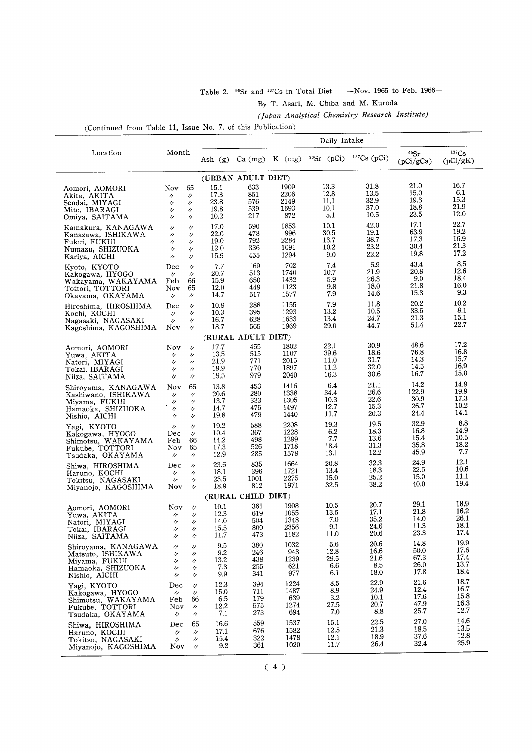Table 2. $^{90}Sr$ and $^{137}Cs$ in Total Diet —Nov. 1965 to Feb. 1966—

By T. Asari, M. Chiba and M. Kuroda

*(Japan Analytical Chemistry Research Institute)*

(Continued from Table 11, Issue No. 7, of this Publication)

| Location | Month | | Daily Intake | | | | | | |
|---|---|---|---|---|---|---|---|---|---|
| | | | Ash (g) | Ca (mg) | K (mg) | $^{90}Sr$ (pCi) | $^{137}Cs$ (pCi) | $^{90}Sr$ (pCi/gCa) | $^{137}Cs$ (pCi/gK) |
| **(URBAN ADULT DIET)** | | | | | | | | | |
| Aomori, AOMORI | Nov | 65 | 15.1 | 633 | 1909 | 13.3 | 31.8 | 21.0 | 16.7 |
| Akita, AKITA | 〃 | 〃 | 17.3 | 851 | 2206 | 12.8 | 13.5 | 15.0 | 6.1 |
| Sendai, MIYAGI | 〃 | 〃 | 23.8 | 576 | 2149 | 11.1 | 32.9 | 19.3 | 15.3 |
| Mito, IBARAGI | 〃 | 〃 | 19.8 | 539 | 1693 | 10.1 | 37.0 | 18.8 | 21.9 |
| Omiya, SAITAMA | 〃 | 〃 | 10.2 | 217 | 872 | 5.1 | 10.5 | 23.5 | 12.0 |
| Kamakura, KANAGAWA | 〃 | 〃 | 17.0 | 590 | 1853 | 10.1 | 42.0 | 17.1 | 22.7 |
| Kanazawa, ISHIKAWA | 〃 | 〃 | 22.0 | 478 | 996 | 30.5 | 19.1 | 63.9 | 19.2 |
| Fukui, FUKUI | 〃 | 〃 | 19.0 | 792 | 2284 | 13.7 | 38.7 | 17.3 | 16.9 |
| Numazu, SHIZUOKA | 〃 | 〃 | 12.0 | 336 | 1091 | 10.2 | 23.2 | 30.4 | 21.3 |
| Kariya, AICHI | 〃 | 〃 | 15.9 | 455 | 1294 | 9.0 | 22.2 | 19.8 | 17.2 |
| Kyoto, KYOTO | Dec | 〃 | 7.7 | 169 | 702 | 7.4 | 5.9 | 43.4 | 8.5 |
| Kakogawa, HYOGO | 〃 | 〃 | 20.7 | 513 | 1740 | 10.7 | 21.9 | 20.8 | 12.6 |
| Wakayama, WAKAYAMA | Feb | 66 | 15.9 | 650 | 1432 | 5.9 | 26.3 | 9.0 | 18.4 |
| Tottori, TOTTORI | Nov | 65 | 12.0 | 449 | 1123 | 9.8 | 18.0 | 21.8 | 16.0 |
| Okayama, OKAYAMA | 〃 | 〃 | 14.7 | 517 | 1577 | 7.9 | 14.6 | 15.3 | 9.3 |
| Hiroshima, HIROSHIMA | Dec | 〃 | 10.8 | 288 | 1155 | 7.9 | 11.8 | 20.2 | 10.2 |
| Kochi, KOCHI | 〃 | 〃 | 10.3 | 395 | 1293 | 13.2 | 10.5 | 33.5 | 8.1 |
| Nagasaki, NAGASAKI | 〃 | 〃 | 16.7 | 628 | 1633 | 13.4 | 24.7 | 21.3 | 15.1 |
| Kagoshima, KAGOSHIMA | Nov | 〃 | 18.7 | 565 | 1969 | 29.0 | 44.7 | 51.4 | 22.7 |
| **(RURAL ADULT DIET)** | | | | | | | | | |
| Aomori, AOMORI | Nov | 〃 | 17.7 | 455 | 1802 | 22.1 | 30.9 | 48.6 | 17.2 |
| Yuwa, AKITA | 〃 | 〃 | 13.5 | 515 | 1107 | 39.6 | 18.6 | 76.8 | 16.8 |
| Natori, MIYAGI | 〃 | 〃 | 21.9 | 771 | 2015 | 11.0 | 31.7 | 14.3 | 15.7 |
| Tokai, IBARAGI | 〃 | 〃 | 19.9 | 770 | 1897 | 11.2 | 32.0 | 14.5 | 16.9 |
| Niiza, SAITAMA | 〃 | 〃 | 19.5 | 979 | 2040 | 16.3 | 30.6 | 16.7 | 15.0 |
| Shiroyama, KANAGAWA | Nov | 65 | 13.8 | 453 | 1416 | 6.4 | 21.1 | 14.2 | 14.9 |
| Kashiwano, ISHIKAWA | 〃 | 〃 | 20.6 | 280 | 1338 | 34.4 | 26.6 | 122.9 | 19.9 |
| Miyama, FUKUI | 〃 | 〃 | 13.7 | 333 | 1305 | 10.3 | 22.6 | 30.9 | 17.3 |
| Hamaoka, SHIZUOKA | 〃 | 〃 | 14.7 | 475 | 1497 | 12.7 | 15.3 | 26.7 | 10.2 |
| Nishio, AICHI | 〃 | 〃 | 19.8 | 479 | 1440 | 11.7 | 20.3 | 24.4 | 14.1 |
| Yagi, KYOTO | 〃 | 〃 | 19.2 | 588 | 2208 | 19.3 | 19.5 | 32.9 | 8.8 |
| Kakogawa, HYOGO | Dec | 〃 | 10.4 | 367 | 1228 | 6.2 | 18.3 | 16.8 | 14.9 |
| Shimotsu, WAKAYAMA | Feb | 66 | 14.2 | 498 | 1299 | 7.7 | 13.6 | 15.4 | 10.5 |
| Fukube, TOTTORI | Nov | 65 | 17.3 | 526 | 1718 | 18.4 | 31.3 | 35.8 | 18.2 |
| Tsudaka, OKAYAMA | 〃 | 〃 | 12.9 | 285 | 1578 | 13.1 | 12.2 | 45.9 | 7.7 |
| Shiwa, HIROSHIMA | Dec | 〃 | 23.6 | 835 | 1664 | 20.8 | 32.3 | 24.9 | 12.1 |
| Haruno, KOCHI | 〃 | 〃 | 18.1 | 396 | 1721 | 13.4 | 18.3 | 22.5 | 10.6 |
| Tokitsu, NAGASAKI | 〃 | 〃 | 23.5 | 1001 | 2275 | 15.0 | 25.2 | 15.0 | 11.1 |
| Miyanojo, KAGOSHIMA | Nov | 〃 | 18.9 | 812 | 1971 | 32.5 | 38.2 | 40.0 | 19.4 |
| **(RURAL CHILD DIET)** | | | | | | | | | |
| Aomori, AOMORI | Nov | 〃 | 10.1 | 361 | 1908 | 10.5 | 20.7 | 29.1 | 18.9 |
| Yuwa, AKITA | 〃 | 〃 | 12.3 | 619 | 1055 | 13.5 | 17.1 | 21.8 | 16.2 |
| Natori, MIYAGI | 〃 | 〃 | 14.0 | 504 | 1348 | 7.0 | 35.2 | 14.0 | 26.1 |
| Tokai, IBARAGI | 〃 | 〃 | 15.5 | 800 | 2356 | 9.1 | 24.6 | 11.3 | 18.1 |
| Niiza, SAITAMA | 〃 | 〃 | 11.7 | 473 | 1182 | 11.0 | 20.6 | 23.3 | 17.4 |
| Shiroyama, KANAGAWA | 〃 | 〃 | 9.5 | 380 | 1032 | 5.6 | 20.6 | 14.8 | 19.9 |
| Matsuto, ISHIKAWA | 〃 | 〃 | 9.2 | 246 | 943 | 12.8 | 16.6 | 50.0 | 17.6 |
| Miyama, FUKUI | 〃 | 〃 | 13.2 | 438 | 1239 | 29.5 | 21.6 | 67.3 | 17.4 |
| Hamaoka, SHIZUOKA | 〃 | 〃 | 7.3 | 255 | 621 | 6.6 | 8.5 | 26.0 | 13.7 |
| Nishio, AICHI | 〃 | 〃 | 9.9 | 341 | 977 | 6.1 | 18.0 | 17.8 | 18.4 |
| Yagi, KYOTO | Dec | 〃 | 12.3 | 394 | 1224 | 8.5 | 22.9 | 21.6 | 18.7 |
| Kakogawa, HYOGO | 〃 | 〃 | 15.0 | 711 | 1487 | 8.9 | 24.9 | 12.4 | 16.7 |
| Shimotsu, WAKAYAMA | Feb | 66 | 6.5 | 179 | 639 | 3.2 | 10.1 | 17.6 | 15.8 |
| Fukube, TOTTORI | Nov | 〃 | 12.2 | 575 | 1274 | 27.5 | 20.7 | 47.9 | 16.3 |
| Tsudaka, OKAYAMA | 〃 | 〃 | 7.1 | 273 | 694 | 7.0 | 8.8 | 25.7 | 12.7 |
| Shiwa, HIROSHIMA | Dec | 65 | 16.6 | 559 | 1537 | 15.1 | 22.5 | 27.0 | 14.6 |
| Haruno, KOCHI | 〃 | 〃 | 17.1 | 676 | 1582 | 12.5 | 21.3 | 18.5 | 13.5 |
| Tokitsu, NAGASAKI | 〃 | 〃 | 15.4 | 322 | 1478 | 12.1 | 18.9 | 37.6 | 12.8 |
| Miyanojo, KAGOSHIMA | Nov | 〃 | 9.2 | 361 | 1020 | 11.7 | 26.4 | 32.4 | 25.9 |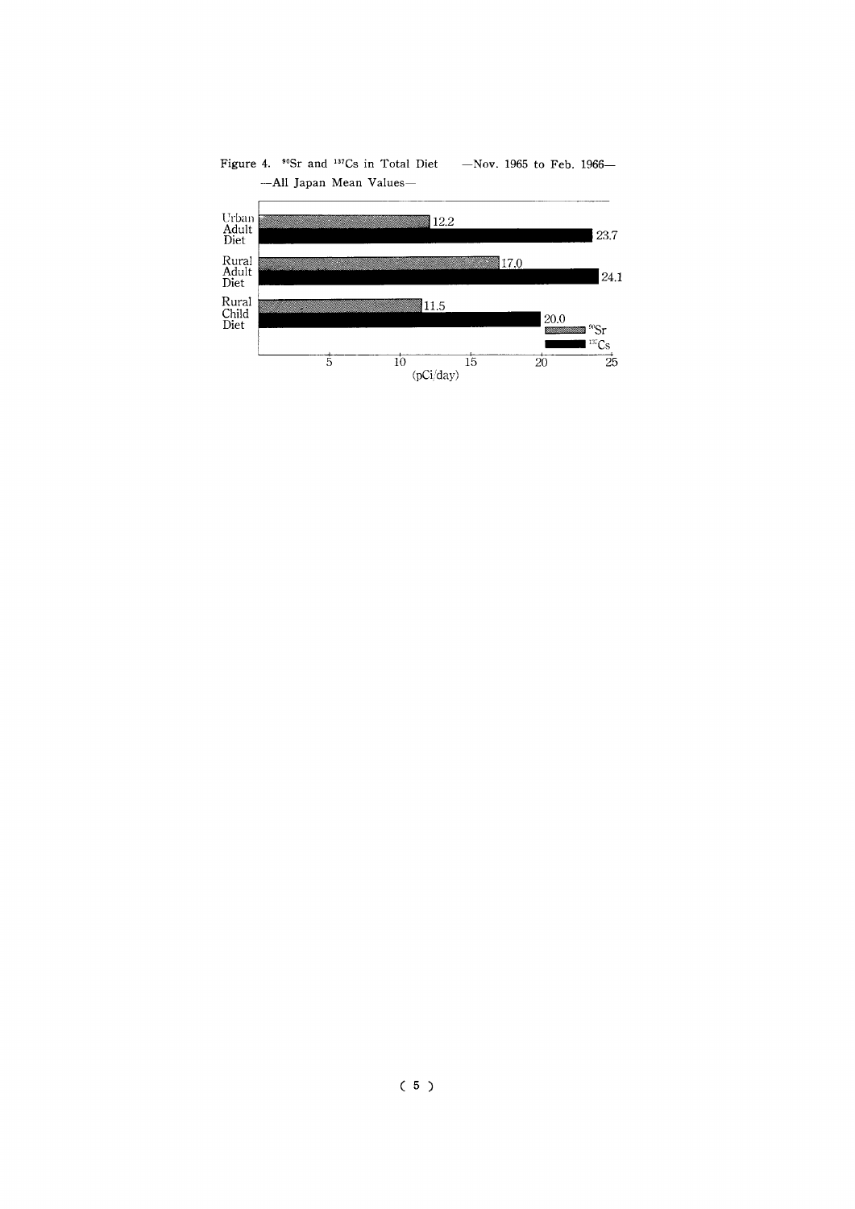Figure 4. $^{90}Sr$ and $^{137}Cs$ in Total Diet —Nov. 1965 to Feb. 1966— —All Japan Mean Values—

| Diet | $^{90}Sr$ (pCi/day) | $^{137}Cs$ (pCi/day) |
|---|---|---|
| Urban Adult Diet | 12.2 | 23.7 |
| Rural Adult Diet | 17.0 | 24.1 |
| Rural Child Diet | 11.5 | 20.0 |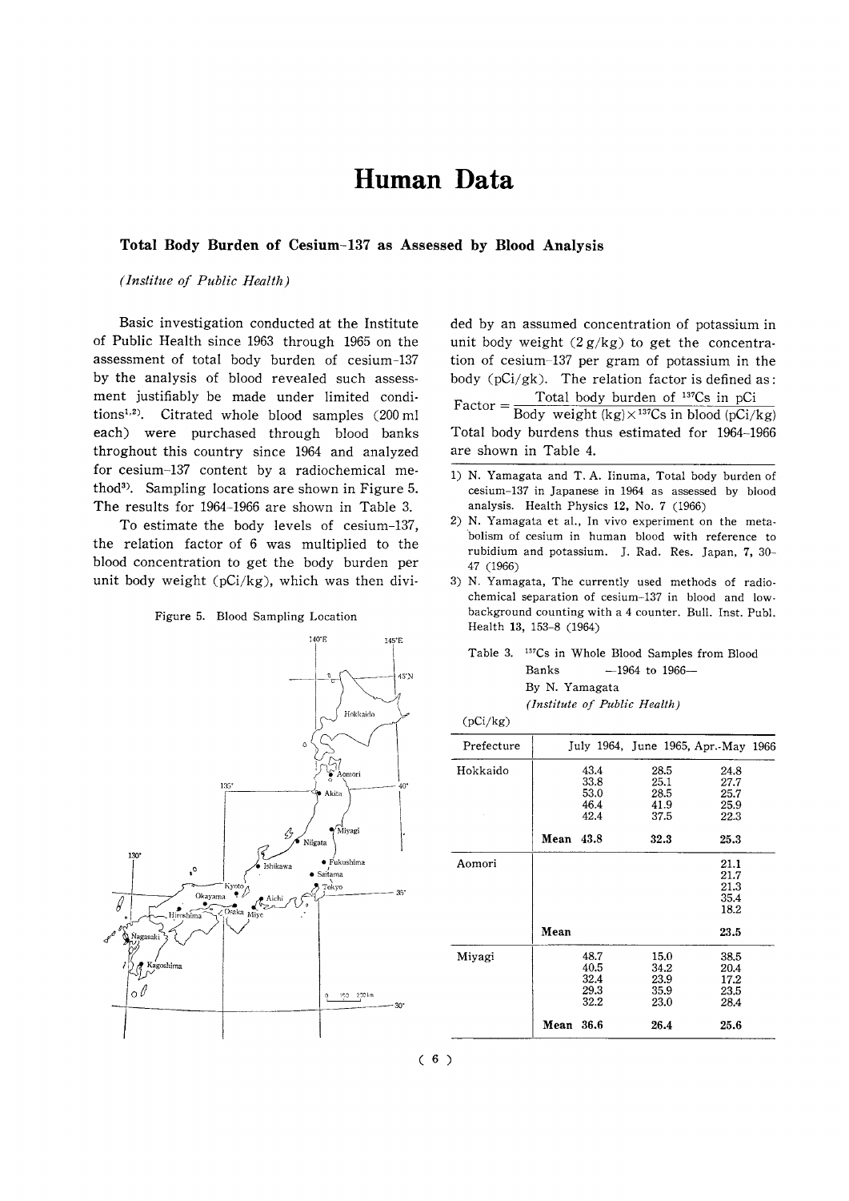# Human Data

### Total Body Burden of Cesium-137 as Assessed by Blood Analysis

*(Institue of Public Health)*

Basic investigation conducted at the Institute of Public Health since 1963 through 1965 on the assessment of total body burden of cesium-137 by the analysis of blood revealed such assessment justifiably be made under limited conditions[1,2]. Citrated whole blood samples (200 ml each) were purchased through blood banks throghout this country since 1964 and analyzed for cesium-137 content by a radiochemical method[3]. Sampling locations are shown in Figure 5. The results for 1964-1966 are shown in Table 3.

To estimate the body levels of cesium-137, the relation factor of 6 was multiplied to the blood concentration to get the body burden per unit body weight (pCi/kg), which was then divided by an assumed concentration of potassium in unit body weight (2 g/kg) to get the concentration of cesium-137 per gram of potassium in the body (pCi/gk). The relation factor is defined as:

$$\text{Factor} = \frac{\text{Total body burden of } ^{137}\text{Cs in pCi}}{\text{Body weight (kg)} \times {}^{137}\text{Cs in blood (pCi/kg)}}$$

Total body burdens thus estimated for 1964-1966 are shown in Table 4.

Figure 5. Blood Sampling Location

1) N. Yamagata and T. A. Iinuma, Total body burden of cesium-137 in Japanese in 1964 as assessed by blood analysis. Health Physics 12, No. 7 (1966)
2) N. Yamagata et al., In vivo experiment on the metabolism of cesium in human blood with reference to rubidium and potassium. J. Rad. Res. Japan, 7, 30-47 (1966)
3) N. Yamagata, The currently used methods of radiochemical separation of cesium-137 in blood and low-background counting with a 4 counter. Bull. Inst. Publ. Health 13, 153-8 (1964)

Table 3. $^{137}$Cs in Whole Blood Samples from Blood Banks —1964 to 1966—
By N. Yamagata
*(Institute of Public Health)*

(pCi/kg)

| Prefecture | | July 1964, | June 1965, | Apr.-May 1966 |
|---|---|---|---|---|
| Hokkaido | | 43.4 | 28.5 | 24.8 |
| | | 33.8 | 25.1 | 27.7 |
| | | 53.0 | 28.5 | 25.7 |
| | | 46.4 | 41.9 | 25.9 |
| | | 42.4 | 37.5 | 22.3 |
| | **Mean** | **43.8** | **32.3** | **25.3** |
| Aomori | | | | 21.1 |
| | | | | 21.7 |
| | | | | 21.3 |
| | | | | 35.4 |
| | | | | 18.2 |
| | **Mean** | | | **23.5** |
| Miyagi | | 48.7 | 15.0 | 38.5 |
| | | 40.5 | 34.2 | 20.4 |
| | | 32.4 | 23.9 | 17.2 |
| | | 29.3 | 35.9 | 23.5 |
| | | 32.2 | 23.0 | 28.4 |
| | **Mean** | **36.6** | **26.4** | **25.6** |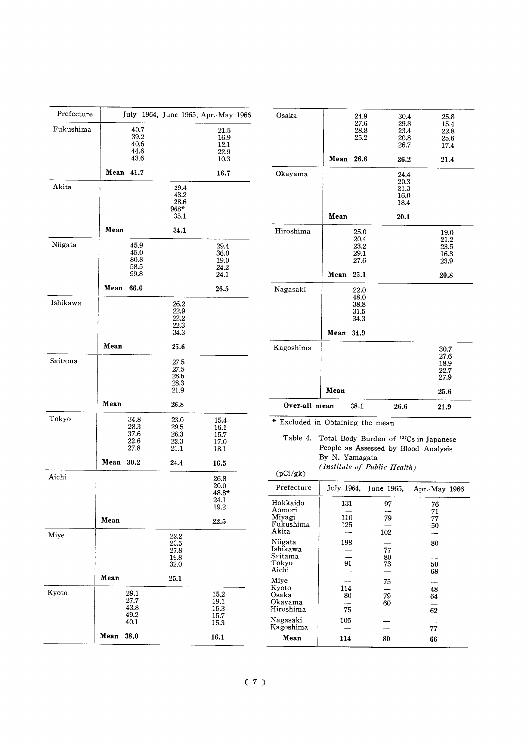| Prefecture | July 1964, | June 1965, | Apr.-May 1966 |
|---|---|---|---|
| Fukushima | 40.7 | | 21.5 |
| | 39.2 | | 16.9 |
| | 40.6 | | 12.1 |
| | 44.6 | | 22.9 |
| | 43.6 | | 10.3 |
| | **Mean 41.7** | | **16.7** |
| Akita | | 29.4 | |
| | | 43.2 | |
| | | 28.6 | |
| | | 968* | |
| | | 35.1 | |
| | **Mean** | **34.1** | |
| Niigata | 45.9 | | 29.4 |
| | 45.0 | | 36.0 |
| | 80.8 | | 19.0 |
| | 58.5 | | 24.2 |
| | 99.8 | | 24.1 |
| | **Mean 66.0** | | **26.5** |
| Ishikawa | | 26.2 | |
| | | 22.9 | |
| | | 22.2 | |
| | | 22.3 | |
| | | 34.3 | |
| | **Mean** | **25.6** | |
| Saitama | | 27.5 | |
| | | 27.5 | |
| | | 28.6 | |
| | | 28.3 | |
| | | 21.9 | |
| | **Mean** | **26.8** | |
| Tokyo | 34.8 | 23.0 | 15.4 |
| | 28.3 | 29.5 | 16.1 |
| | 37.6 | 26.3 | 15.7 |
| | 22.6 | 22.3 | 17.0 |
| | 27.8 | 21.1 | 18.1 |
| | **Mean 30.2** | **24.4** | **16.5** |
| Aichi | | | 26.8 |
| | | | 20.0 |
| | | | 48.8* |
| | | | 24.1 |
| | | | 19.2 |
| | **Mean** | | **22.5** |
| Miye | | 22.2 | |
| | | 23.5 | |
| | | 27.8 | |
| | | 19.8 | |
| | | 32.0 | |
| | **Mean** | **25.1** | |
| Kyoto | 29.1 | | 15.2 |
| | 27.7 | | 19.1 |
| | 43.8 | | 15.3 |
| | 49.2 | | 15.7 |
| | 40.1 | | 15.3 |
| | **Mean 38.0** | | **16.1** |
| Osaka | 24.9 | 30.4 | 25.8 |
| | 27.6 | 29.8 | 15.4 |
| | 28.8 | 23.4 | 22.8 |
| | 25.2 | 20.8 | 25.6 |
| | | 26.7 | 17.4 |
| | **Mean 26.6** | **26.2** | **21.4** |
| Okayama | | 24.4 | |
| | | 20.3 | |
| | | 21.3 | |
| | | 16.0 | |
| | | 18.4 | |
| | **Mean** | **20.1** | |
| Hiroshima | 25.0 | | 19.0 |
| | 20.4 | | 21.2 |
| | 23.2 | | 23.5 |
| | 29.1 | | 16.3 |
| | 27.6 | | 23.9 |
| | **Mean 25.1** | | **20.8** |
| Nagasaki | 22.0 | | |
| | 48.0 | | |
| | 38.8 | | |
| | 31.5 | | |
| | 34.3 | | |
| | **Mean 34.9** | | |
| Kagoshima | | | 30.7 |
| | | | 27.6 |
| | | | 18.9 |
| | | | 22.7 |
| | | | 27.9 |
| | **Mean** | | **25.6** |
| **Over-all mean** | **38.1** | **26.6** | **21.9** |

\* Excluded in Obtaining the mean

Table 4. Total Body Burden of $^{137}$Cs in Japanese People as Assessed by Blood Analysis By N. Yamagata *(Institute of Public Health)*

(pCi/gk)

| Prefecture | July 1964, | June 1965, | Apr.-May 1966 |
|---|---|---|---|
| Hokkaido | 131 | 97 | 76 |
| Aomori | — | — | 71 |
| Miyagi | 110 | 79 | 77 |
| Fukushima | 125 | — | 50 |
| Akita | — | 102 | — |
| Niigata | 198 | — | 80 |
| Ishikawa | — | 77 | — |
| Saitama | — | 80 | — |
| Tokyo | 91 | 73 | 50 |
| Aichi | — | — | 68 |
| Miye | — | 75 | — |
| Kyoto | 114 | — | 48 |
| Osaka | 80 | 79 | 64 |
| Okayama | — | 60 | — |
| Hiroshima | 75 | — | 62 |
| Nagasaki | 105 | — | — |
| Kagoshima | — | — | 77 |
| **Mean** | **114** | **80** | **66** |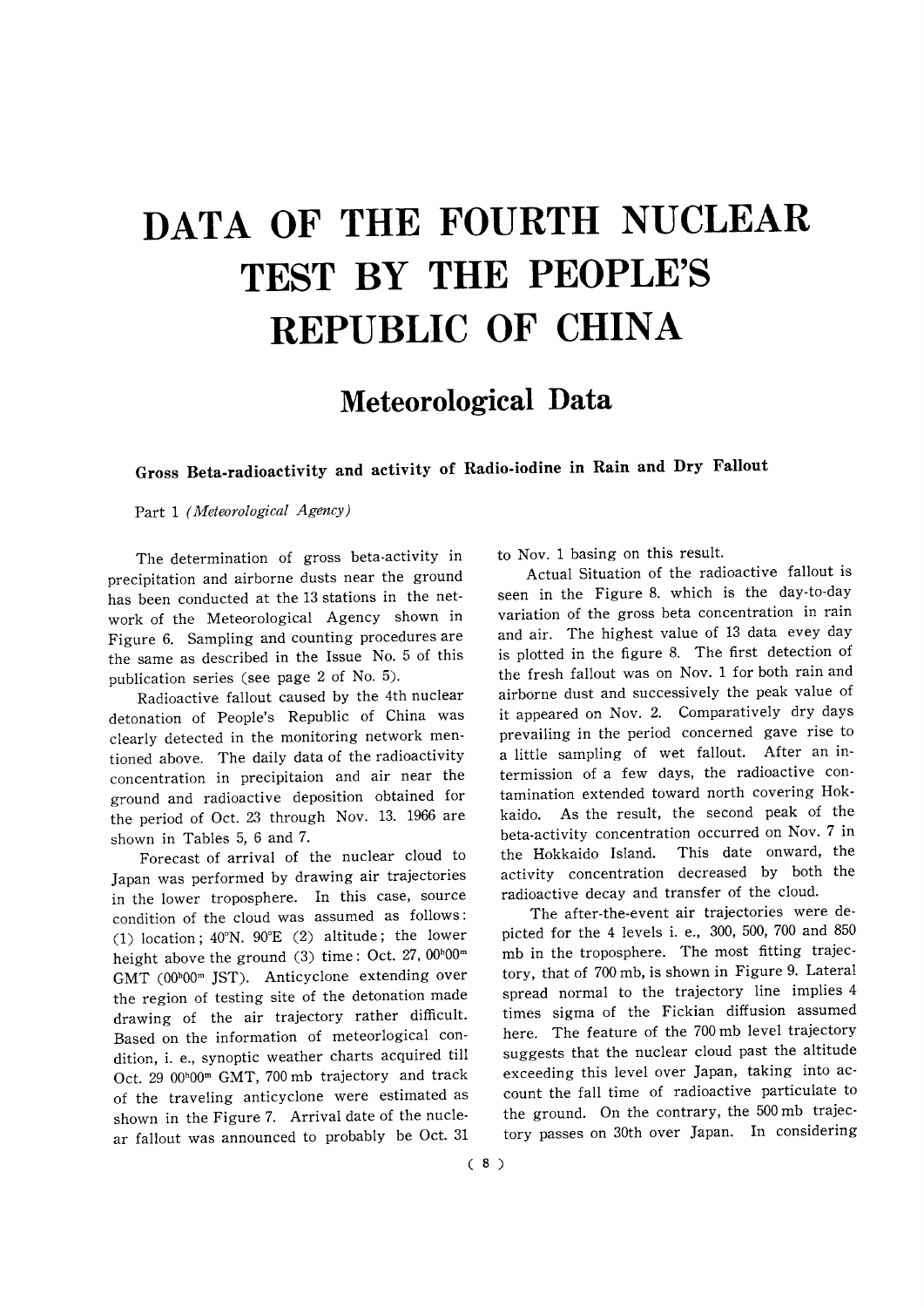# DATA OF THE FOURTH NUCLEAR TEST BY THE PEOPLE'S REPUBLIC OF CHINA

## Meteorological Data

### Gross Beta-radioactivity and activity of Radio-iodine in Rain and Dry Fallout

Part 1 *(Meteorological Agency)*

The determination of gross beta-activity in precipitation and airborne dusts near the ground has been conducted at the 13 stations in the network of the Meteorological Agency shown in Figure 6. Sampling and counting procedures are the same as described in the Issue No. 5 of this publication series (see page 2 of No. 5).

Radioactive fallout caused by the 4th nuclear detonation of People's Republic of China was clearly detected in the monitoring network mentioned above. The daily data of the radioactivity concentration in precipitaion and air near the ground and radioactive deposition obtained for the period of Oct. 23 through Nov. 13. 1966 are shown in Tables 5, 6 and 7.

Forecast of arrival of the nuclear cloud to Japan was performed by drawing air trajectories in the lower troposphere. In this case, source condition of the cloud was assumed as follows: (1) location; 40°N. 90°E (2) altitude; the lower height above the ground (3) time: Oct. 27, $00^h00^m$ GMT ($00^h00^m$ JST). Anticyclone extending over the region of testing site of the detonation made drawing of the air trajectory rather difficult. Based on the information of meteorlogical condition, i. e., synoptic weather charts acquired till Oct. 29 $00^h00^m$ GMT, 700 mb trajectory and track of the traveling anticyclone were estimated as shown in the Figure 7. Arrival date of the nuclear fallout was announced to probably be Oct. 31 to Nov. 1 basing on this result.

Actual Situation of the radioactive fallout is seen in the Figure 8. which is the day-to-day variation of the gross beta concentration in rain and air. The highest value of 13 data evey day is plotted in the figure 8. The first detection of the fresh fallout was on Nov. 1 for both rain and airborne dust and successively the peak value of it appeared on Nov. 2. Comparatively dry days prevailing in the period concerned gave rise to a little sampling of wet fallout. After an intermission of a few days, the radioactive contamination extended toward north covering Hokkaido. As the result, the second peak of the beta-activity concentration occurred on Nov. 7 in the Hokkaido Island. This date onward, the activity concentration decreased by both the radioactive decay and transfer of the cloud.

The after-the-event air trajectories were depicted for the 4 levels i. e., 300, 500, 700 and 850 mb in the troposphere. The most fitting trajectory, that of 700 mb, is shown in Figure 9. Lateral spread normal to the trajectory line implies 4 times sigma of the Fickian diffusion assumed here. The feature of the 700 mb level trajectory suggests that the nuclear cloud past the altitude exceeding this level over Japan, taking into account the fall time of radioactive particulate to the ground. On the contrary, the 500 mb trajectory passes on 30th over Japan. In considering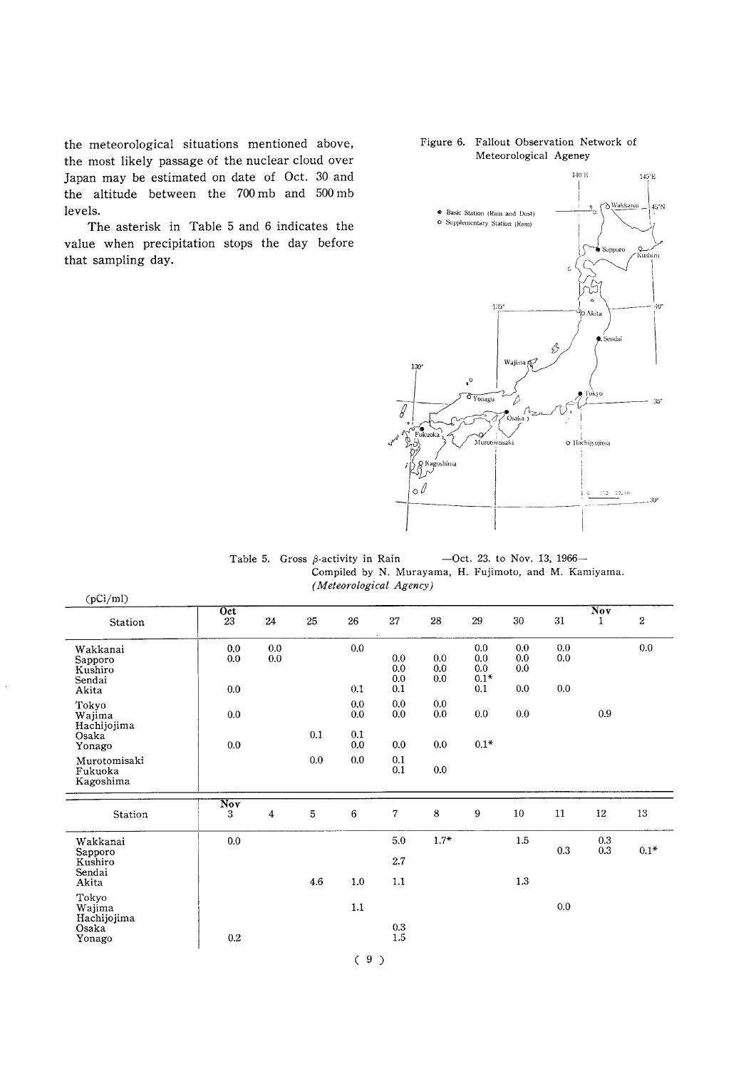the meteorological situations mentioned above, the most likely passage of the nuclear cloud over Japan may be estimated on date of Oct. 30 and the altitude between the 700 mb and 500 mb levels.

The asterisk in Table 5 and 6 indicates the value when precipitation stops the day before that sampling day.

Figure 6. Fallout Observation Network of Meteorological Ageney

Table 5. Gross $\beta$-activity in Rain —Oct. 23. to Nov. 13, 1966—
Compiled by N. Murayama, H. Fujimoto, and M. Kamiyama.
*(Meteorological Agency)*

(pCi/ml)

| Station | Oct 23 | 24 | 25 | 26 | 27 | 28 | 29 | 30 | 31 | Nov 1 | 2 |
|---|---|---|---|---|---|---|---|---|---|---|---|
| Wakkanai | 0.0 | 0.0 | | 0.0 | | | 0.0 | 0.0 | 0.0 | | 0.0 |
| Sapporo | 0.0 | 0.0 | | | 0.0 | 0.0 | 0.0 | 0.0 | 0.0 | | |
| Kushiro | | | | | 0.0 | 0.0 | 0.0 | 0.0 | | | |
| Sendai | | | | | 0.0 | 0.0 | 0.1* | | | | |
| Akita | 0.0 | | | 0.1 | 0.1 | | 0.1 | 0.0 | 0.0 | | |
| Tokyo | | | | 0.0 | 0.0 | 0.0 | | | | | |
| Wajima | 0.0 | | | 0.0 | 0.0 | 0.0 | 0.0 | 0.0 | | 0.9 | |
| Hachijojima | | | | | | | | | | | |
| Osaka | | | 0.1 | 0.1 | | | | | | | |
| Yonago | 0.0 | | | 0.0 | 0.0 | 0.0 | 0.1* | | | | |
| Murotomisaki | | | 0.0 | 0.0 | 0.1 | | | | | | |
| Fukuoka | | | | | 0.1 | 0.0 | | | | | |
| Kagoshima | | | | | | | | | | | |

| Station | Nov 3 | 4 | 5 | 6 | 7 | 8 | 9 | 10 | 11 | 12 | 13 |
|---|---|---|---|---|---|---|---|---|---|---|---|
| Wakkanai | 0.0 | | | | 5.0 | 1.7* | | 1.5 | | 0.3 | |
| Sapporo | | | | | | | | | 0.3 | 0.3 | 0.1* |
| Kushiro | | | | | 2.7 | | | | | | |
| Sendai | | | | | | | | | | | |
| Akita | | | 4.6 | 1.0 | 1.1 | | | 1.3 | | | |
| Tokyo | | | | | | | | | | | |
| Wajima | | | | 1.1 | | | | | 0.0 | | |
| Hachijojima | | | | | | | | | | | |
| Osaka | | | | | 0.3 | | | | | | |
| Yonago | 0.2 | | | | 1.5 | | | | | | |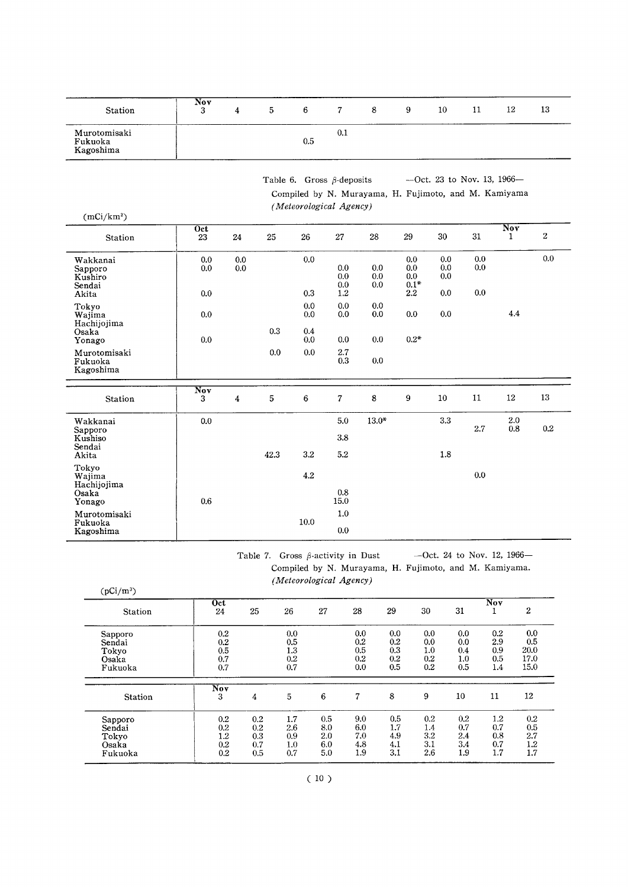| Station | Nov 3 | 4 | 5 | 6 | 7 | 8 | 9 | 10 | 11 | 12 | 13 |
|---|---|---|---|---|---|---|---|---|---|---|---|
| Murotomisaki | | | | | 0.1 | | | | | | |
| Fukuoka | | | | 0.5 | | | | | | | |
| Kagoshima | | | | | | | | | | | |

Table 6. Gross $\beta$-deposits —Oct. 23 to Nov. 13, 1966—
Compiled by N. Murayama, H. Fujimoto, and M. Kamiyama
*(Meteorological Agency)*

(mCi/km²)

| Station | Oct 23 | 24 | 25 | 26 | 27 | 28 | 29 | 30 | 31 | Nov 1 | 2 |
|---|---|---|---|---|---|---|---|---|---|---|---|
| Wakkanai | 0.0 | 0.0 | | 0.0 | | | 0.0 | 0.0 | 0.0 | | 0.0 |
| Sapporo | 0.0 | 0.0 | | | 0.0 | 0.0 | 0.0 | 0.0 | 0.0 | | |
| Kushiro | | | | | 0.0 | 0.0 | 0.0 | 0.0 | | | |
| Sendai | | | | | 0.0 | 0.0 | 0.1* | | | | |
| Akita | 0.0 | | | 0.3 | 1.2 | | 2.2 | 0.0 | 0.0 | | |
| Tokyo | | | | 0.0 | 0.0 | 0.0 | | | | | |
| Wajima | 0.0 | | | 0.0 | 0.0 | 0.0 | 0.0 | 0.0 | | 4.4 | |
| Hachijojima | | | | | | | | | | | |
| Osaka | | | 0.3 | 0.4 | | | | | | | |
| Yonago | 0.0 | | | 0.0 | 0.0 | 0.0 | 0.2* | | | | |
| Murotomisaki | | | 0.0 | 0.0 | 2.7 | | | | | | |
| Fukuoka | | | | | 0.3 | 0.0 | | | | | |
| Kagoshima | | | | | | | | | | | |

| Station | Nov 3 | 4 | 5 | 6 | 7 | 8 | 9 | 10 | 11 | 12 | 13 |
|---|---|---|---|---|---|---|---|---|---|---|---|
| Wakkanai | 0.0 | | | | 5.0 | 13.0* | | 3.3 | | 2.0 | |
| Sapporo | | | | | | | | | 2.7 | 0.8 | 0.2 |
| Kushiso | | | | | 3.8 | | | | | | |
| Sendai | | | | | | | | | | | |
| Akita | | | 42.3 | 3.2 | 5.2 | | | 1.8 | | | |
| Tokyo | | | | | | | | | | | |
| Wajima | | | | 4.2 | | | | | 0.0 | | |
| Hachijojima | | | | | | | | | | | |
| Osaka | | | | | 0.8 | | | | | | |
| Yonago | 0.6 | | | | 15.0 | | | | | | |
| Murotomisaki | | | | | 1.0 | | | | | | |
| Fukuoka | | | | 10.0 | | | | | | | |
| Kagoshima | | | | | 0.0 | | | | | | |

Table 7. Gross $\beta$-activity in Dust —Oct. 24 to Nov. 12, 1966—
Compiled by N. Murayama, H. Fujimoto, and M. Kamiyama.
*(Meteorological Agency)*

(pCi/m³)

| Station | Oct 24 | 25 | 26 | 27 | 28 | 29 | 30 | 31 | Nov 1 | 2 |
|---|---|---|---|---|---|---|---|---|---|---|
| Sapporo | 0.2 | | 0.0 | | 0.0 | 0.0 | 0.0 | 0.0 | 0.2 | 0.0 |
| Sendai | 0.2 | | 0.5 | | 0.2 | 0.2 | 0.0 | 0.0 | 2.9 | 0.5 |
| Tokyo | 0.5 | | 1.3 | | 0.5 | 0.3 | 1.0 | 0.4 | 0.9 | 20.0 |
| Osaka | 0.7 | | 0.2 | | 0.2 | 0.2 | 0.2 | 1.0 | 0.5 | 17.0 |
| Fukuoka | 0.7 | | 0.7 | | 0.0 | 0.5 | 0.2 | 0.5 | 1.4 | 15.0 |

| Station | Nov 3 | 4 | 5 | 6 | 7 | 8 | 9 | 10 | 11 | 12 |
|---|---|---|---|---|---|---|---|---|---|---|
| Sapporo | 0.2 | 0.2 | 1.7 | 0.5 | 9.0 | 0.5 | 0.2 | 0.2 | 1.2 | 0.2 |
| Sendai | 0.2 | 0.2 | 2.6 | 8.0 | 6.0 | 1.7 | 1.4 | 0.7 | 0.7 | 0.5 |
| Tokyo | 1.2 | 0.3 | 0.9 | 2.0 | 7.0 | 4.9 | 3.2 | 2.4 | 0.8 | 2.7 |
| Osaka | 0.2 | 0.7 | 1.0 | 6.0 | 4.8 | 4.1 | 3.1 | 3.4 | 0.7 | 1.2 |
| Fukuoka | 0.2 | 0.5 | 0.7 | 5.0 | 1.9 | 3.1 | 2.6 | 1.9 | 1.7 | 1.7 |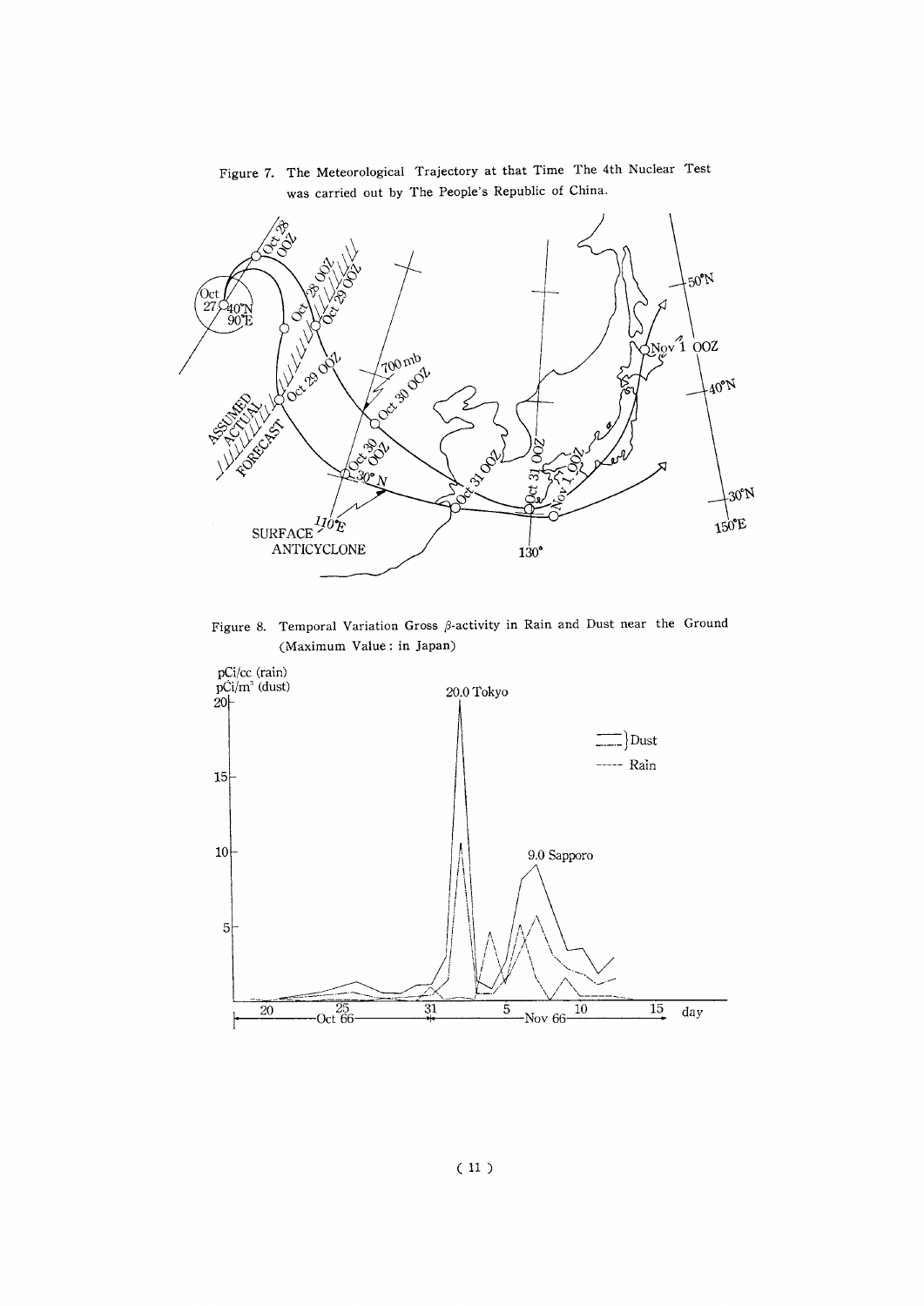Figure 7. The Meteorological Trajectory at that Time The 4th Nuclear Test was carried out by The People's Republic of China.

Figure 8. Temporal Variation Gross $\beta$-activity in Rain and Dust near the Ground (Maximum Value: in Japan)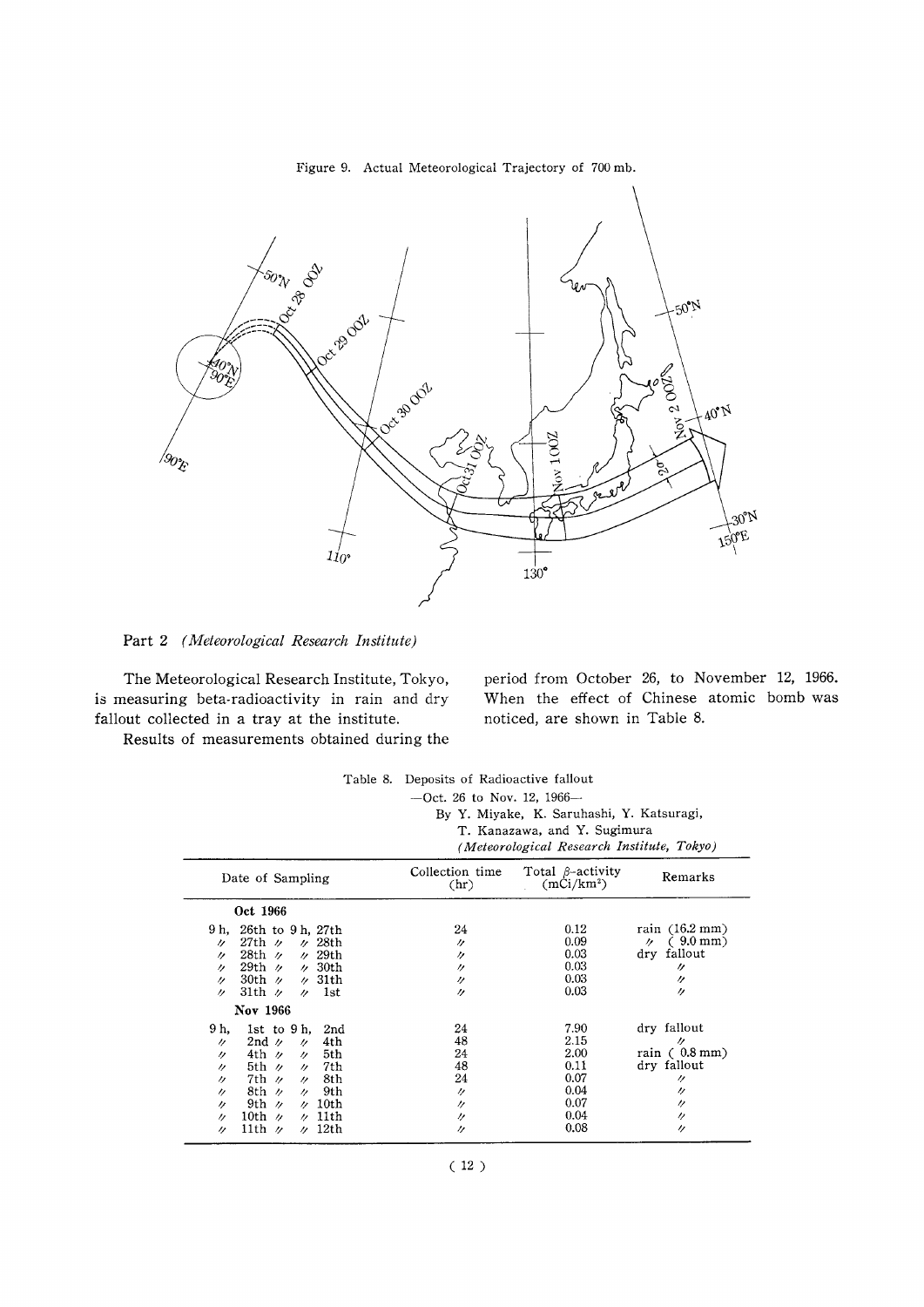Figure 9. Actual Meteorological Trajectory of 700 mb.

## Part 2 *(Meteorological Research Institute)*

The Meteorological Research Institute, Tokyo, is measuring beta-radioactivity in rain and dry fallout collected in a tray at the institute.

Results of measurements obtained during the period from October 26, to November 12, 1966. When the effect of Chinese atomic bomb was noticed, are shown in Table 8.

Table 8. Deposits of Radioactive fallout
—Oct. 26 to Nov. 12, 1966—
By Y. Miyake, K. Saruhashi, Y. Katsuragi, T. Kanazawa, and Y. Sugimura
*(Meteorological Research Institute, Tokyo)*

| Date of Sampling | Collection time (hr) | Total $\beta$-activity (mCi/km$^2$) | Remarks |
|---|---|---|---|
| **Oct 1966** | | | |
| 9 h, 26th to 9 h, 27th | 24 | 0.12 | rain (16.2 mm) |
| 〃 27th 〃 〃 28th | 〃 | 0.09 | 〃 ( 9.0 mm) |
| 〃 28th 〃 〃 29th | 〃 | 0.03 | dry fallout |
| 〃 29th 〃 〃 30th | 〃 | 0.03 | 〃 |
| 〃 30th 〃 〃 31th | 〃 | 0.03 | 〃 |
| 〃 31th 〃 〃 1st | 〃 | 0.03 | 〃 |
| **Nov 1966** | | | |
| 9 h, 1st to 9 h, 2nd | 24 | 7.90 | dry fallout |
| 〃 2nd 〃 〃 4th | 48 | 2.15 | 〃 |
| 〃 4th 〃 〃 5th | 24 | 2.00 | rain ( 0.8 mm) |
| 〃 5th 〃 〃 7th | 48 | 0.11 | dry fallout |
| 〃 7th 〃 〃 8th | 24 | 0.07 | 〃 |
| 〃 8th 〃 〃 9th | 〃 | 0.04 | 〃 |
| 〃 9th 〃 〃 10th | 〃 | 0.07 | 〃 |
| 〃 10th 〃 〃 11th | 〃 | 0.04 | 〃 |
| 〃 11th 〃 〃 12th | 〃 | 0.08 | 〃 |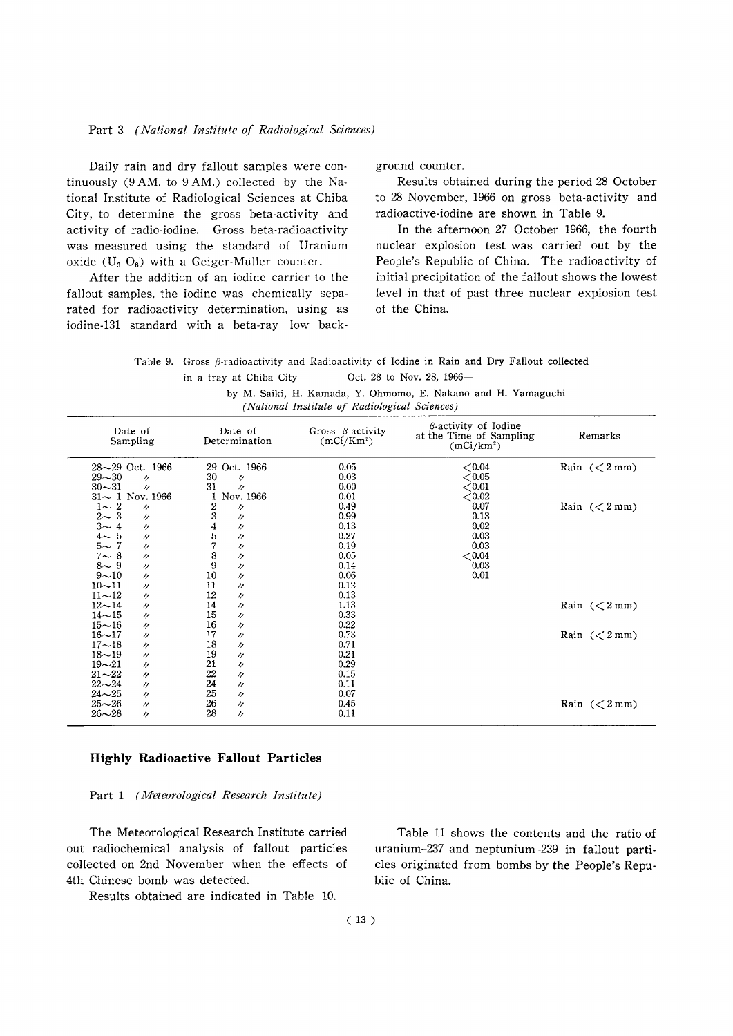Part 3 *(National Institute of Radiological Sciences)*

Daily rain and dry fallout samples were continuously (9 AM. to 9 AM.) collected by the National Institute of Radiological Sciences at Chiba City, to determine the gross beta-activity and activity of radio-iodine. Gross beta-radioactivity was measured using the standard of Uranium oxide ($U_3O_8$) with a Geiger-Müller counter.

After the addition of an iodine carrier to the fallout samples, the iodine was chemically separated for radioactivity determination, using as iodine-131 standard with a beta-ray low background counter.

Results obtained during the period 28 October to 28 November, 1966 on gross beta-activity and radioactive-iodine are shown in Table 9.

In the afternoon 27 October 1966, the fourth nuclear explosion test was carried out by the People's Republic of China. The radioactivity of initial precipitation of the fallout shows the lowest level in that of past three nuclear explosion test of the China.

Table 9. Gross β-radioactivity and Radioactivity of Iodine in Rain and Dry Fallout collected in a tray at Chiba City —Oct. 28 to Nov. 28, 1966—

by M. Saiki, H. Kamada, Y. Ohmomo, E. Nakano and H. Yamaguchi
*(National Institute of Radiological Sciences)*

| Date of Sampling | Date of Determination | Gross β-activity ($mCi/Km^2$) | β-activity of Iodine at the Time of Sampling ($mCi/km^2$) | Remarks |
|---|---|---|---|---|
| 28～29 Oct. 1966 | 29 Oct. 1966 | 0.05 | <0.04 | Rain (<2 mm) |
| 29～30 〃 | 30 〃 | 0.03 | <0.05 | |
| 30～31 〃 | 31 〃 | 0.00 | <0.01 | |
| 31～ 1 Nov. 1966 | 1 Nov. 1966 | 0.01 | <0.02 | |
| 1～ 2 〃 | 2 〃 | 0.49 | 0.07 | Rain (<2 mm) |
| 2～ 3 〃 | 3 〃 | 0.99 | 0.13 | |
| 3～ 4 〃 | 4 〃 | 0.13 | 0.02 | |
| 4～ 5 〃 | 5 〃 | 0.27 | 0.03 | |
| 5～ 7 〃 | 7 〃 | 0.19 | 0.03 | |
| 7～ 8 〃 | 8 〃 | 0.05 | <0.04 | |
| 8～ 9 〃 | 9 〃 | 0.14 | 0.03 | |
| 9～10 〃 | 10 〃 | 0.06 | 0.01 | |
| 10～11 〃 | 11 〃 | 0.12 | | |
| 11～12 〃 | 12 〃 | 0.13 | | |
| 12～14 〃 | 14 〃 | 1.13 | | Rain (<2 mm) |
| 14～15 〃 | 15 〃 | 0.33 | | |
| 15～16 〃 | 16 〃 | 0.22 | | |
| 16～17 〃 | 17 〃 | 0.73 | | Rain (<2 mm) |
| 17～18 〃 | 18 〃 | 0.71 | | |
| 18～19 〃 | 19 〃 | 0.21 | | |
| 19～21 〃 | 21 〃 | 0.29 | | |
| 21～22 〃 | 22 〃 | 0.15 | | |
| 22～24 〃 | 24 〃 | 0.11 | | |
| 24～25 〃 | 25 〃 | 0.07 | | |
| 25～26 〃 | 26 〃 | 0.45 | | Rain (<2 mm) |
| 26～28 〃 | 28 〃 | 0.11 | | |

## Highly Radioactive Fallout Particles

Part 1 *(Meteorological Research Institute)*

The Meteorological Research Institute carried out radiochemical analysis of fallout particles collected on 2nd November when the effects of 4th Chinese bomb was detected.

Results obtained are indicated in Table 10.

Table 11 shows the contents and the ratio of uranium-237 and neptunium-239 in fallout particles originated from bombs by the People's Republic of China.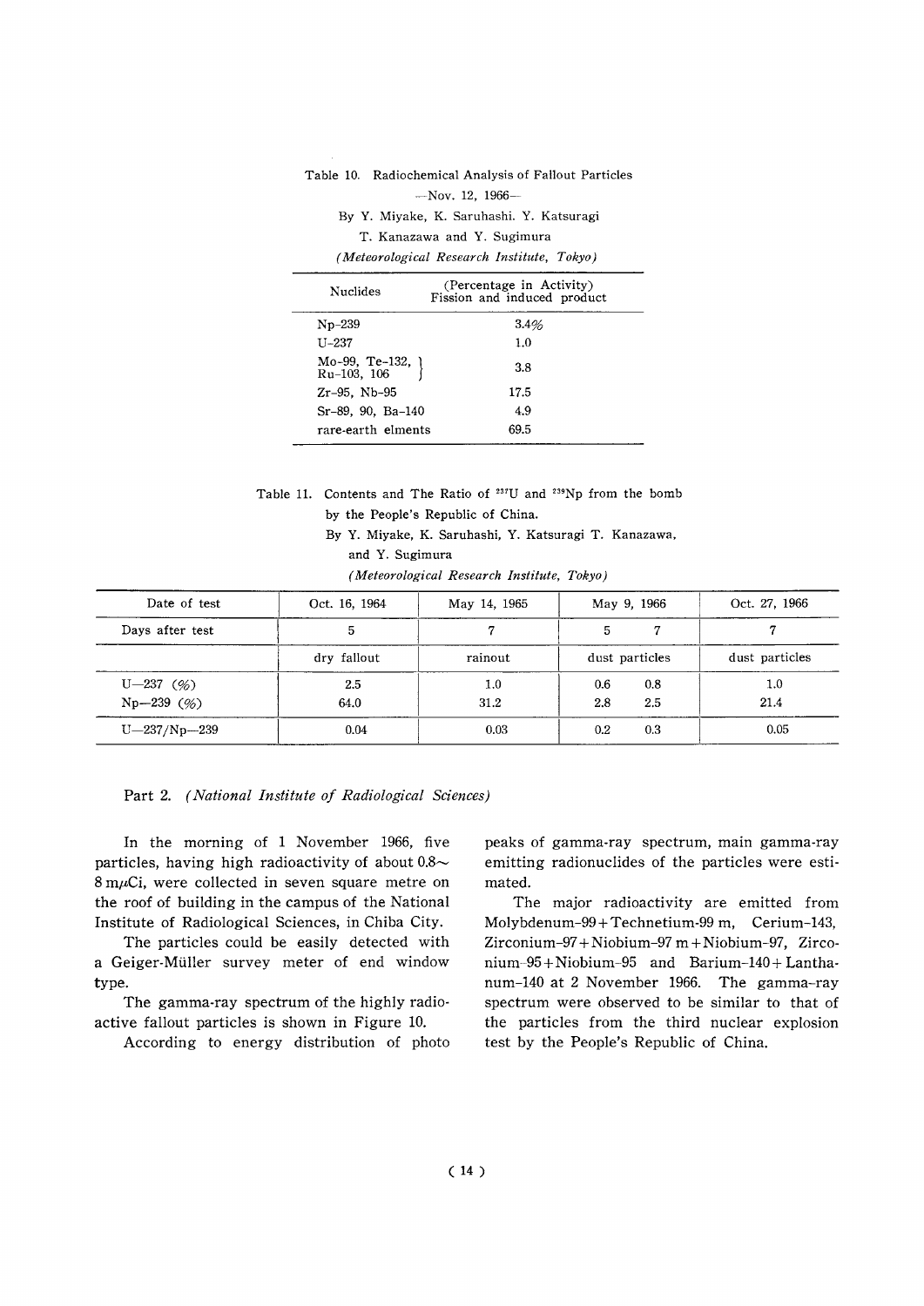Table 10. Radiochemical Analysis of Fallout Particles

—Nov. 12, 1966—

By Y. Miyake, K. Saruhashi. Y. Katsuragi

T. Kanazawa and Y. Sugimura

*(Meteorological Research Institute, Tokyo)*

| Nuclides | (Percentage in Activity) Fission and induced product |
|---|---|
| Np-239 | 3.4% |
| U-237 | 1.0 |
| Mo-99, Te-132, Ru-103, 106 | 3.8 |
| Zr-95, Nb-95 | 17.5 |
| Sr-89, 90, Ba-140 | 4.9 |
| rare-earth elments | 69.5 |

Table 11. Contents and The Ratio of $^{237}$U and $^{239}$Np from the bomb by the People's Republic of China.

By Y. Miyake, K. Saruhashi, Y. Katsuragi T. Kanazawa, and Y. Sugimura

*(Meteorological Research Institute, Tokyo)*

| Date of test | Oct. 16, 1964 | May 14, 1965 | May 9, 1966 | | Oct. 27, 1966 |
|---|---|---|---|---|---|
| Days after test | 5 | 7 | 5 | 7 | 7 |
| | dry fallout | rainout | dust particles | | dust particles |
| U—237 (%) | 2.5 | 1.0 | 0.6 | 0.8 | 1.0 |
| Np—239 (%) | 64.0 | 31.2 | 2.8 | 2.5 | 21.4 |
| U—237/Np—239 | 0.04 | 0.03 | 0.2 | 0.3 | 0.05 |

Part 2. *(National Institute of Radiological Sciences)*

In the morning of 1 November 1966, five particles, having high radioactivity of about 0.8~8 mμCi, were collected in seven square metre on the roof of building in the campus of the National Institute of Radiological Sciences, in Chiba City.

The particles could be easily detected with a Geiger-Müller survey meter of end window type.

The gamma-ray spectrum of the highly radioactive fallout particles is shown in Figure 10.

According to energy distribution of photo peaks of gamma-ray spectrum, main gamma-ray emitting radionuclides of the particles were estimated.

The major radioactivity are emitted from Molybdenum-99+Technetium-99 m, Cerium-143, Zirconium-97+Niobium-97 m+Niobium-97, Zirconium-95+Niobium-95 and Barium-140+Lanthanum-140 at 2 November 1966. The gamma-ray spectrum were observed to be similar to that of the particles from the third nuclear explosion test by the People's Republic of China.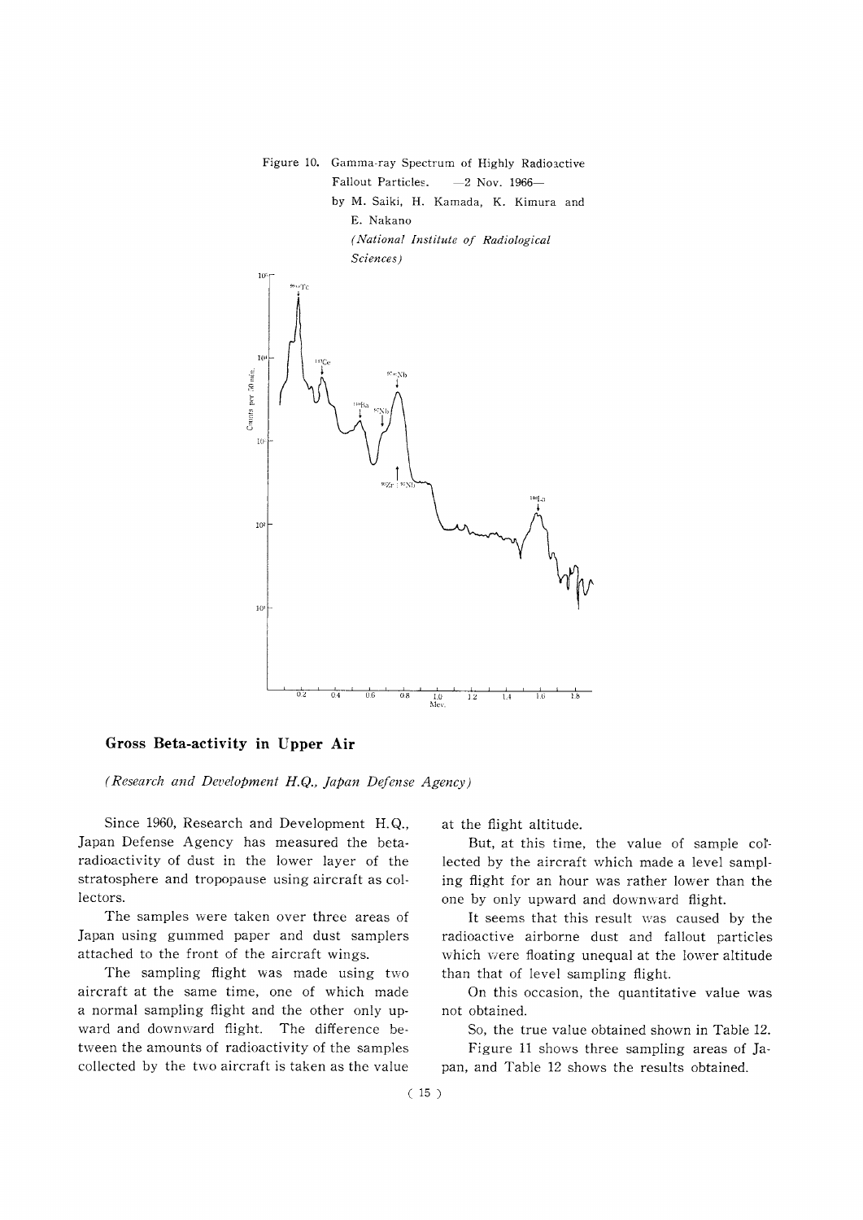Figure 10. Gamma-ray Spectrum of Highly Radioactive Fallout Particles. —2 Nov. 1966—

by M. Saiki, H. Kamada, K. Kimura and E. Nakano

*(National Institute of Radiological Sciences)*

## Gross Beta-activity in Upper Air

*(Research and Development H.Q., Japan Defense Agency)*

Since 1960, Research and Development H.Q., Japan Defense Agency has measured the beta-radioactivity of dust in the lower layer of the stratosphere and tropopause using aircraft as collectors.

The samples were taken over three areas of Japan using gummed paper and dust samplers attached to the front of the aircraft wings.

The sampling flight was made using two aircraft at the same time, one of which made a normal sampling flight and the other only upward and downward flight. The difference between the amounts of radioactivity of the samples collected by the two aircraft is taken as the value at the flight altitude.

But, at this time, the value of sample collected by the aircraft which made a level sampling flight for an hour was rather lower than the one by only upward and downward flight.

It seems that this result was caused by the radioactive airborne dust and fallout particles which were floating unequal at the lower altitude than that of level sampling flight.

On this occasion, the quantitative value was not obtained.

So, the true value obtained shown in Table 12.

Figure 11 shows three sampling areas of Japan, and Table 12 shows the results obtained.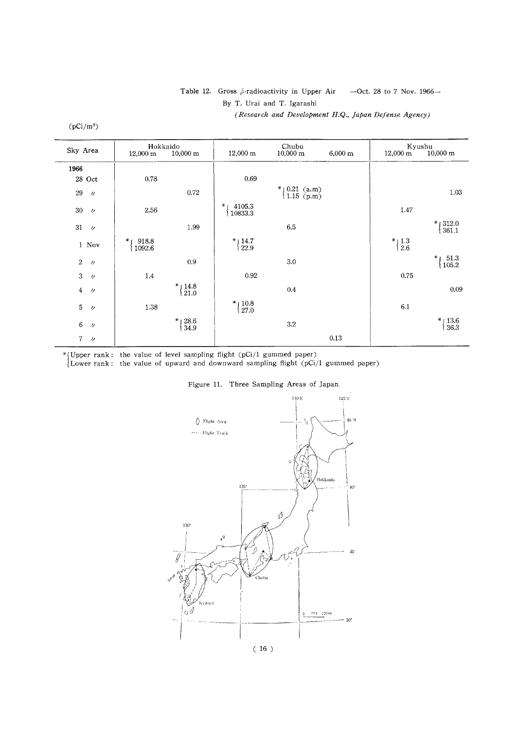Table 12. Gross β-radioactivity in Upper Air —Oct. 28 to 7 Nov. 1966—

By T. Urai and T. Igarashi

*(Research and Development H.Q., Japan Defense Agency)*

(pCi/m³)

| Sky Area | Hokkaido 12,000 m | Hokkaido 10,000 m | Chubu 12,000 m | Chubu 10,000 m | Chubu 6,000 m | Kyushu 12,000 m | Kyushu 10,000 m |
|---|---|---|---|---|---|---|---|
| 1966 | | | | | | | |
| 28 Oct | 0.78 | | 0.69 | | | | |
| 29 〃 | | 0.72 | | * 0.21 (a.m) / 1.15 (p.m) | | | 1.03 |
| 30 〃 | 2.56 | | * 4105.3 / 10833.3 | | | 1.47 | |
| 31 〃 | | 1.99 | | 6.5 | | | * 312.0 / 361.1 |
| 1 Nov | * 918.8 / 1092.6 | | * 14.7 / 22.9 | | | * 1.3 / 2.6 | |
| 2 〃 | | 0.9 | | 3.0 | | | * 51.3 / 105.2 |
| 3 〃 | 1.4 | | 0.92 | | | 0.75 | |
| 4 〃 | | * 14.8 / 21.0 | | 0.4 | | | 0.09 |
| 5 〃 | 1.38 | | * 10.8 / 27.0 | | | 6.1 | |
| 6 〃 | | * 28.6 / 34.9 | | 3.2 | | | * 13.6 / 36.3 |
| 7 〃 | | | | | 0.13 | | |

* Upper rank: the value of level sampling flight (pCi/l gummed paper)
  Lower rank: the value of upward and downward sampling flight (pCi/l gummed paper)

Figure 11. Three Sampling Areas of Japan

Flight Area
Flight Track
Hokkaido
Chubu
Kyusyu
140°E 145°E 45°N 40° 135° 130° 35° 30°
0 100 200km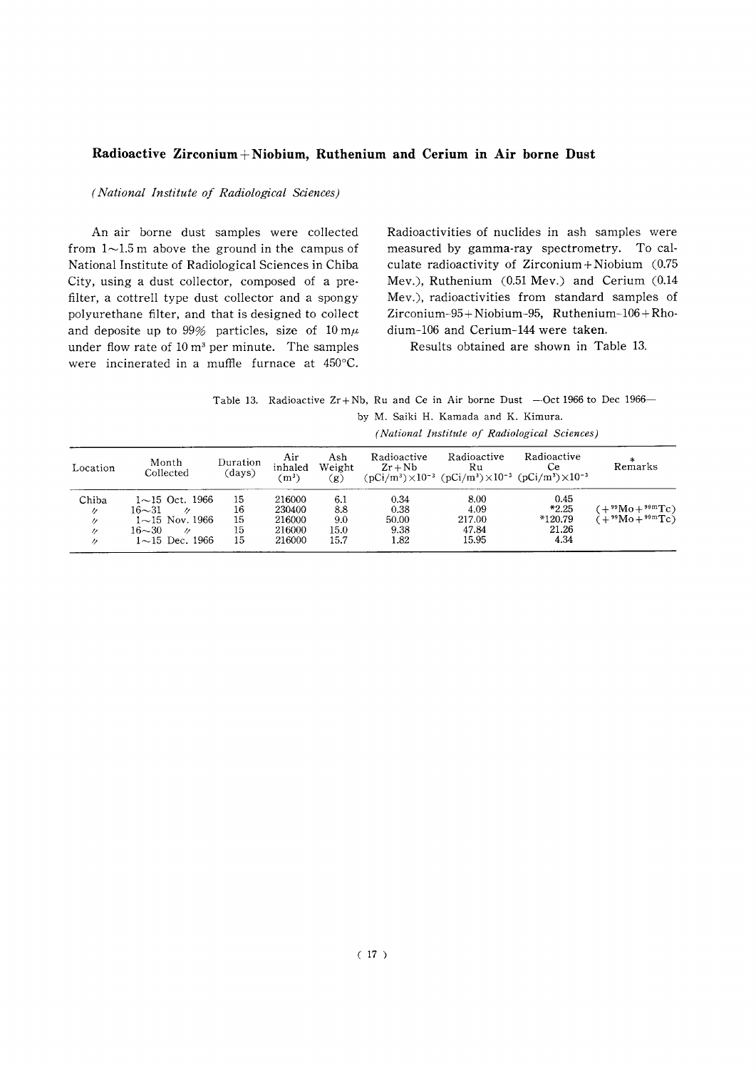## Radioactive Zirconium+Niobium, Ruthenium and Cerium in Air borne Dust

*(National Institute of Radiological Sciences)*

An air borne dust samples were collected from 1~1.5 m above the ground in the campus of National Institute of Radiological Sciences in Chiba City, using a dust collector, composed of a pre-filter, a cottrell type dust collector and a spongy polyurethane filter, and that is designed to collect and deposite up to 99% particles, size of 10 mμ under flow rate of 10 $m^3$ per minute. The samples were incinerated in a muffle furnace at 450°C. Radioactivities of nuclides in ash samples were measured by gamma-ray spectrometry. To calculate radioactivity of Zirconium+Niobium (0.75 Mev.), Ruthenium (0.51 Mev.) and Cerium (0.14 Mev.), radioactivities from standard samples of Zirconium-95+Niobium-95, Ruthenium-106+Rhodium-106 and Cerium-144 were taken.

Results obtained are shown in Table 13.

Table 13. Radioactive Zr+Nb, Ru and Ce in Air borne Dust —Oct 1966 to Dec 1966—

by M. Saiki H. Kamada and K. Kimura.

*(National Institute of Radiological Sciences)*

| Location | Month Collected | Duration (days) | Air inhaled ($m^3$) | Ash Weight (g) | Radioactive Zr+Nb ($pCi/m^3$)×$10^{-3}$ | Radioactive Ru ($pCi/m^3$)×$10^{-3}$ | Radioactive Ce ($pCi/m^3$)×$10^{-3}$ | * Remarks |
|---|---|---|---|---|---|---|---|---|
| Chiba | 1~15 Oct. 1966 | 15 | 216000 | 6.1 | 0.34 | 8.00 | 0.45 | |
| 〃 | 16~31 〃 | 16 | 230400 | 8.8 | 0.38 | 4.09 | *2.25 | (+$^{99}$Mo+$^{99m}$Tc) |
| 〃 | 1~15 Nov. 1966 | 15 | 216000 | 9.0 | 50.00 | 217.00 | *120.79 | (+$^{99}$Mo+$^{99m}$Tc) |
| 〃 | 16~30 〃 | 15 | 216000 | 15.0 | 9.38 | 47.84 | 21.26 | |
| 〃 | 1~15 Dec. 1966 | 15 | 216000 | 15.7 | 1.82 | 15.95 | 4.34 | |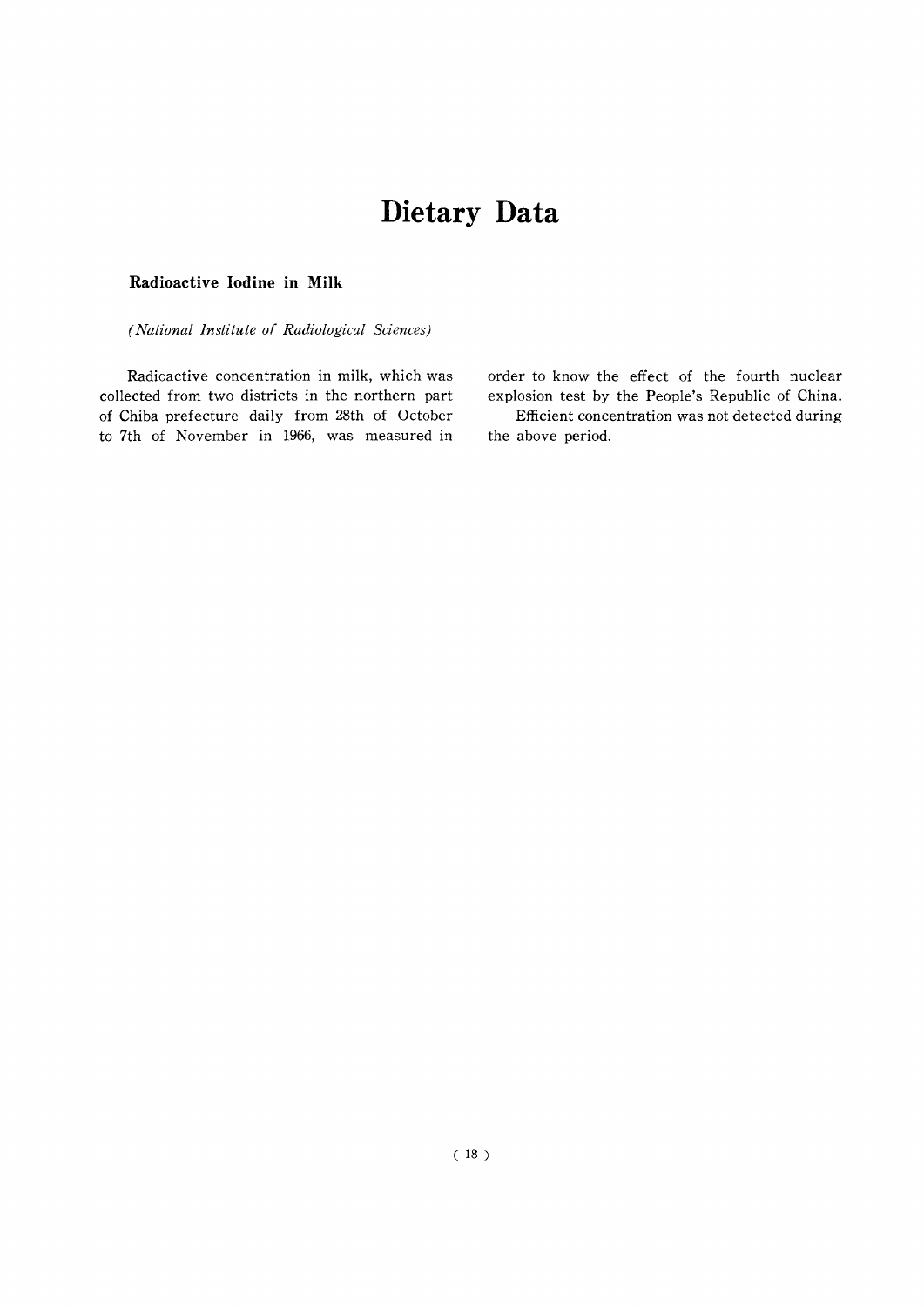# Dietary Data

### Radioactive Iodine in Milk

*(National Institute of Radiological Sciences)*

Radioactive concentration in milk, which was collected from two districts in the northern part of Chiba prefecture daily from 28th of October to 7th of November in 1966, was measured in order to know the effect of the fourth nuclear explosion test by the People's Republic of China.

Efficient concentration was not detected during the above period.